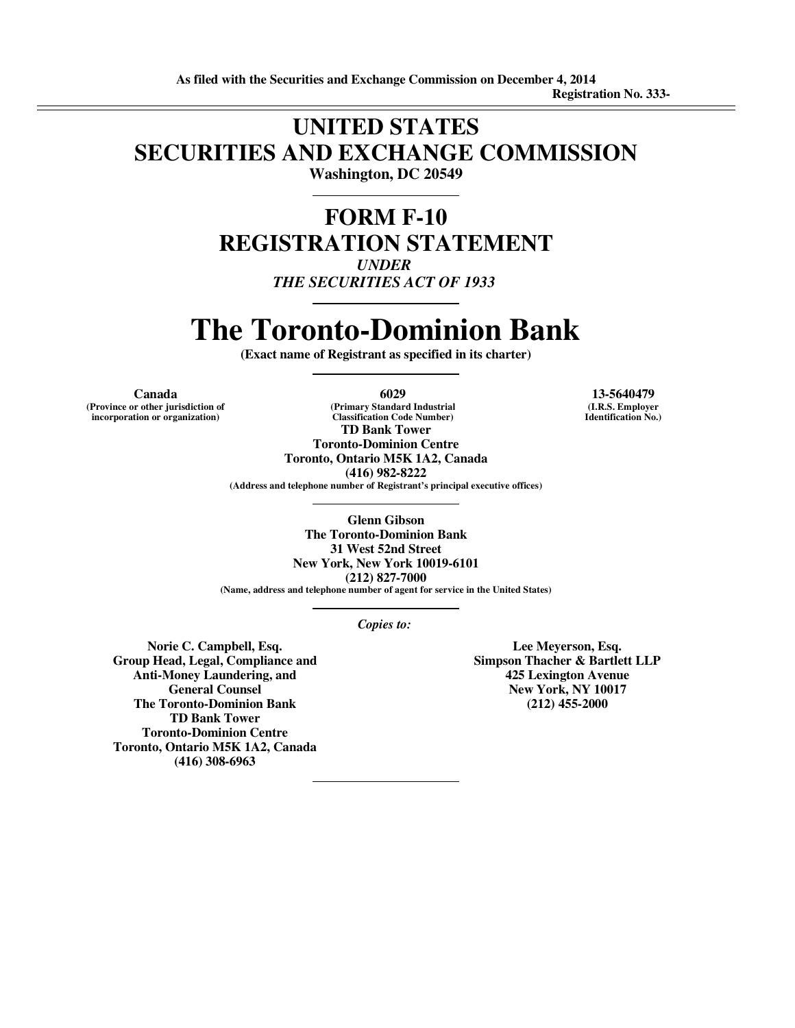**As filed with the Securities and Exchange Commission on December 4, 2014**

**Registration No. 333-**

---

# UNITED STATES
# SECURITIES AND EXCHANGE COMMISSION

**Washington, DC 20549**

---

# FORM F-10
# REGISTRATION STATEMENT

***UNDER***

***THE SECURITIES ACT OF 1933***

---

# The Toronto-Dominion Bank

**(Exact name of Registrant as specified in its charter)**

---

| **Canada** | **6029** | **13-5640479** |
|---|---|---|
| **(Province or other jurisdiction of incorporation or organization)** | **(Primary Standard Industrial Classification Code Number)** | **(I.R.S. Employer Identification No.)** |

**TD Bank Tower**
**Toronto-Dominion Centre**
**Toronto, Ontario M5K 1A2, Canada**
**(416) 982-8222**
**(Address and telephone number of Registrant's principal executive offices)**

---

**Glenn Gibson**
**The Toronto-Dominion Bank**
**31 West 52nd Street**
**New York, New York 10019-6101**
**(212) 827-7000**
**(Name, address and telephone number of agent for service in the United States)**

---

*Copies to:*

**Norie C. Campbell, Esq.**
**Group Head, Legal, Compliance and Anti-Money Laundering, and General Counsel**
**The Toronto-Dominion Bank**
**TD Bank Tower**
**Toronto-Dominion Centre**
**Toronto, Ontario M5K 1A2, Canada**
**(416) 308-6963**

**Lee Meyerson, Esq.**
**Simpson Thacher & Bartlett LLP**
**425 Lexington Avenue**
**New York, NY 10017**
**(212) 455-2000**

---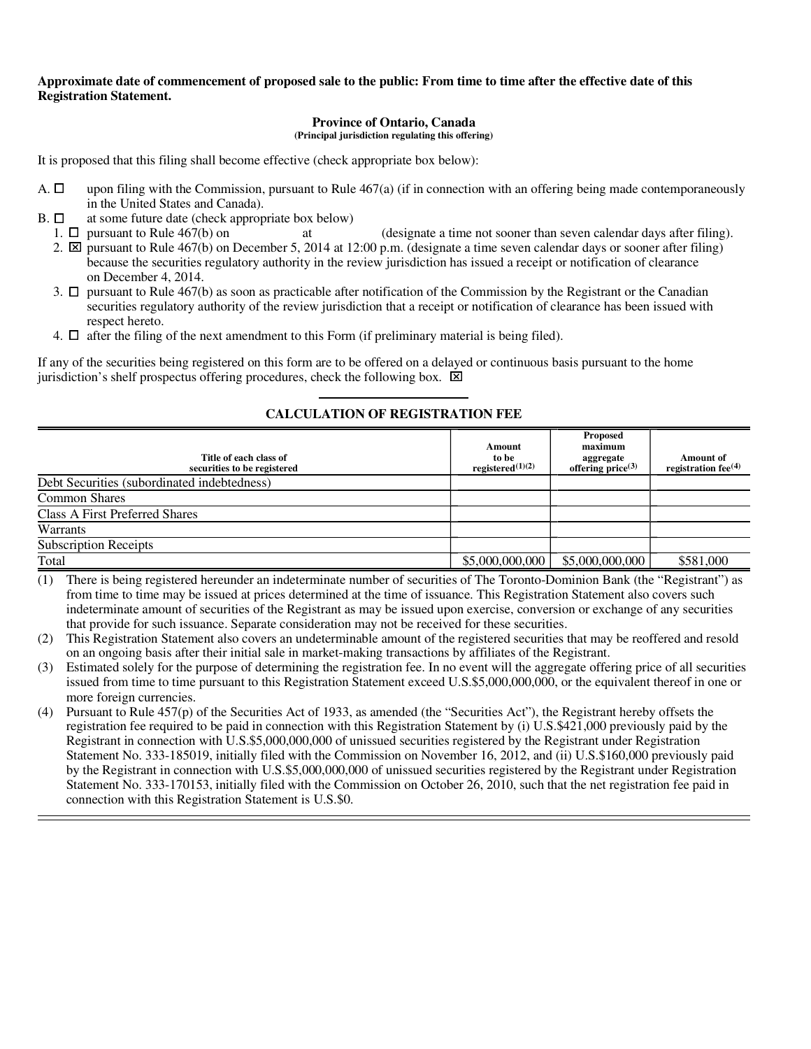**Approximate date of commencement of proposed sale to the public: From time to time after the effective date of this Registration Statement.**

**Province of Ontario, Canada**
**(Principal jurisdiction regulating this offering)**

It is proposed that this filing shall become effective (check appropriate box below):

A. ☐ upon filing with the Commission, pursuant to Rule 467(a) (if in connection with an offering being made contemporaneously in the United States and Canada).

B. ☐ at some future date (check appropriate box below)

1. ☐ pursuant to Rule 467(b) on at (designate a time not sooner than seven calendar days after filing).
2. ☒ pursuant to Rule 467(b) on December 5, 2014 at 12:00 p.m. (designate a time seven calendar days or sooner after filing) because the securities regulatory authority in the review jurisdiction has issued a receipt or notification of clearance on December 4, 2014.
3. ☐ pursuant to Rule 467(b) as soon as practicable after notification of the Commission by the Registrant or the Canadian securities regulatory authority of the review jurisdiction that a receipt or notification of clearance has been issued with respect hereto.
4. ☐ after the filing of the next amendment to this Form (if preliminary material is being filed).

If any of the securities being registered on this form are to be offered on a delayed or continuous basis pursuant to the home jurisdiction's shelf prospectus offering procedures, check the following box. ☒

**CALCULATION OF REGISTRATION FEE**

| Title of each class of securities to be registered | Amount to be registered[(1)(2)] | Proposed maximum aggregate offering price[(3)] | Amount of registration fee[(4)] |
|---|---|---|---|
| Debt Securities (subordinated indebtedness) | | | |
| Common Shares | | | |
| Class A First Preferred Shares | | | |
| Warrants | | | |
| Subscription Receipts | | | |
| Total | $5,000,000,000 | $5,000,000,000 | $581,000 |

(1) There is being registered hereunder an indeterminate number of securities of The Toronto-Dominion Bank (the "Registrant") as from time to time may be issued at prices determined at the time of issuance. This Registration Statement also covers such indeterminate amount of securities of the Registrant as may be issued upon exercise, conversion or exchange of any securities that provide for such issuance. Separate consideration may not be received for these securities.

(2) This Registration Statement also covers an undeterminable amount of the registered securities that may be reoffered and resold on an ongoing basis after their initial sale in market-making transactions by affiliates of the Registrant.

(3) Estimated solely for the purpose of determining the registration fee. In no event will the aggregate offering price of all securities issued from time to time pursuant to this Registration Statement exceed U.S.$5,000,000,000, or the equivalent thereof in one or more foreign currencies.

(4) Pursuant to Rule 457(p) of the Securities Act of 1933, as amended (the "Securities Act"), the Registrant hereby offsets the registration fee required to be paid in connection with this Registration Statement by (i) U.S.$421,000 previously paid by the Registrant in connection with U.S.$5,000,000,000 of unissued securities registered by the Registrant under Registration Statement No. 333-185019, initially filed with the Commission on November 16, 2012, and (ii) U.S.$160,000 previously paid by the Registrant in connection with U.S.$5,000,000,000 of unissued securities registered by the Registrant under Registration Statement No. 333-170153, initially filed with the Commission on October 26, 2010, such that the net registration fee paid in connection with this Registration Statement is U.S.$0.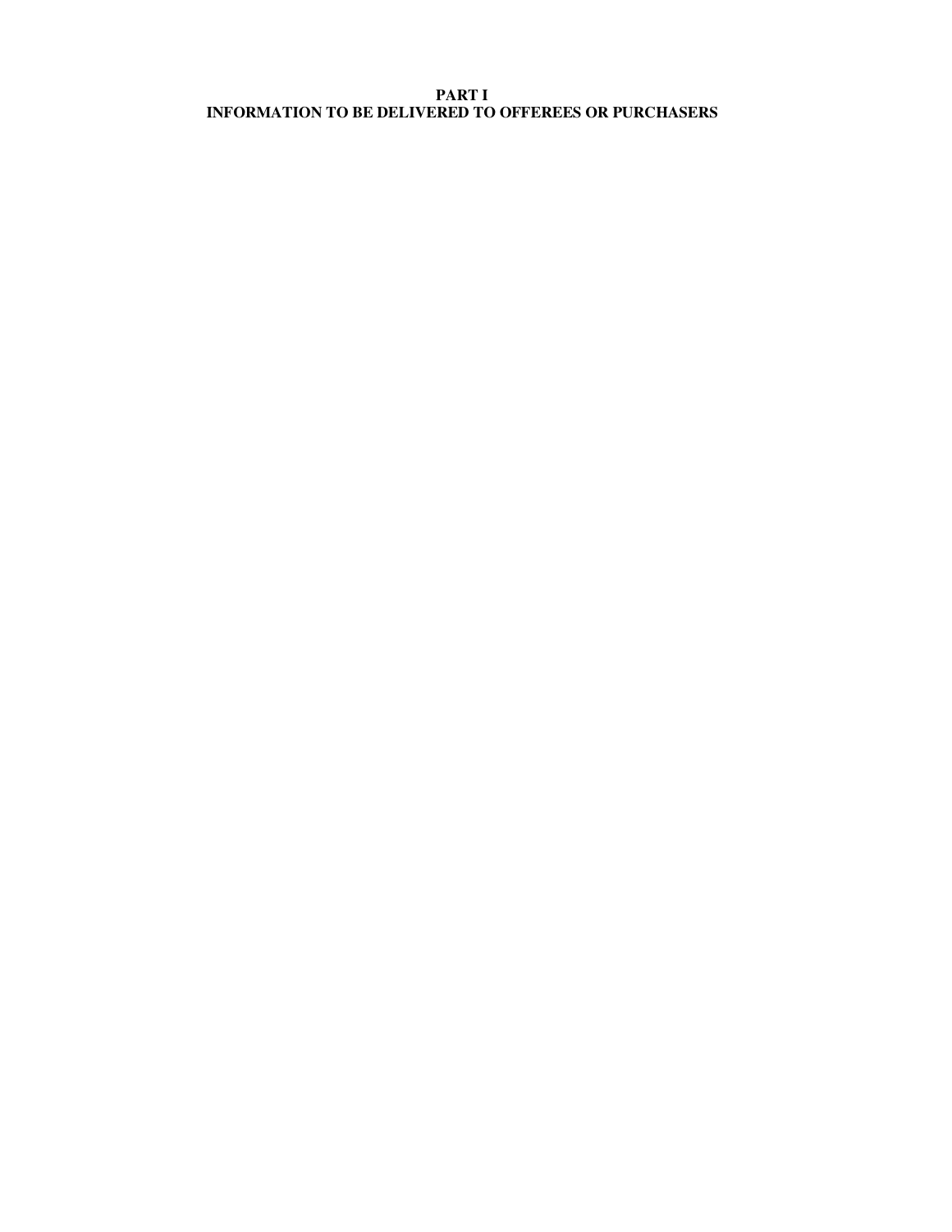# PART I
# INFORMATION TO BE DELIVERED TO OFFEREES OR PURCHASERS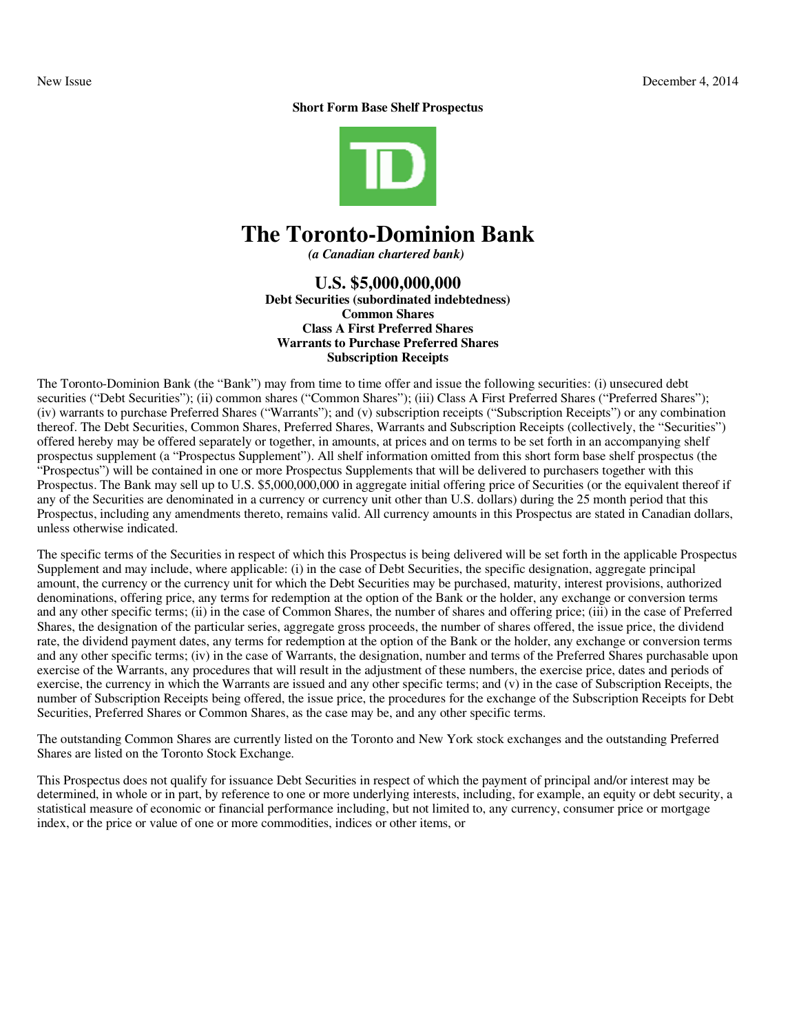New Issue December 4, 2014

**Short Form Base Shelf Prospectus**

# The Toronto-Dominion Bank

***(a Canadian chartered bank)***

## U.S. $5,000,000,000

**Debt Securities (subordinated indebtedness)**
**Common Shares**
**Class A First Preferred Shares**
**Warrants to Purchase Preferred Shares**
**Subscription Receipts**

The Toronto-Dominion Bank (the "Bank") may from time to time offer and issue the following securities: (i) unsecured debt securities ("Debt Securities"); (ii) common shares ("Common Shares"); (iii) Class A First Preferred Shares ("Preferred Shares"); (iv) warrants to purchase Preferred Shares ("Warrants"); and (v) subscription receipts ("Subscription Receipts") or any combination thereof. The Debt Securities, Common Shares, Preferred Shares, Warrants and Subscription Receipts (collectively, the "Securities") offered hereby may be offered separately or together, in amounts, at prices and on terms to be set forth in an accompanying shelf prospectus supplement (a "Prospectus Supplement"). All shelf information omitted from this short form base shelf prospectus (the "Prospectus") will be contained in one or more Prospectus Supplements that will be delivered to purchasers together with this Prospectus. The Bank may sell up to U.S. $5,000,000,000 in aggregate initial offering price of Securities (or the equivalent thereof if any of the Securities are denominated in a currency or currency unit other than U.S. dollars) during the 25 month period that this Prospectus, including any amendments thereto, remains valid. All currency amounts in this Prospectus are stated in Canadian dollars, unless otherwise indicated.

The specific terms of the Securities in respect of which this Prospectus is being delivered will be set forth in the applicable Prospectus Supplement and may include, where applicable: (i) in the case of Debt Securities, the specific designation, aggregate principal amount, the currency or the currency unit for which the Debt Securities may be purchased, maturity, interest provisions, authorized denominations, offering price, any terms for redemption at the option of the Bank or the holder, any exchange or conversion terms and any other specific terms; (ii) in the case of Common Shares, the number of shares and offering price; (iii) in the case of Preferred Shares, the designation of the particular series, aggregate gross proceeds, the number of shares offered, the issue price, the dividend rate, the dividend payment dates, any terms for redemption at the option of the Bank or the holder, any exchange or conversion terms and any other specific terms; (iv) in the case of Warrants, the designation, number and terms of the Preferred Shares purchasable upon exercise of the Warrants, any procedures that will result in the adjustment of these numbers, the exercise price, dates and periods of exercise, the currency in which the Warrants are issued and any other specific terms; and (v) in the case of Subscription Receipts, the number of Subscription Receipts being offered, the issue price, the procedures for the exchange of the Subscription Receipts for Debt Securities, Preferred Shares or Common Shares, as the case may be, and any other specific terms.

The outstanding Common Shares are currently listed on the Toronto and New York stock exchanges and the outstanding Preferred Shares are listed on the Toronto Stock Exchange.

This Prospectus does not qualify for issuance Debt Securities in respect of which the payment of principal and/or interest may be determined, in whole or in part, by reference to one or more underlying interests, including, for example, an equity or debt security, a statistical measure of economic or financial performance including, but not limited to, any currency, consumer price or mortgage index, or the price or value of one or more commodities, indices or other items, or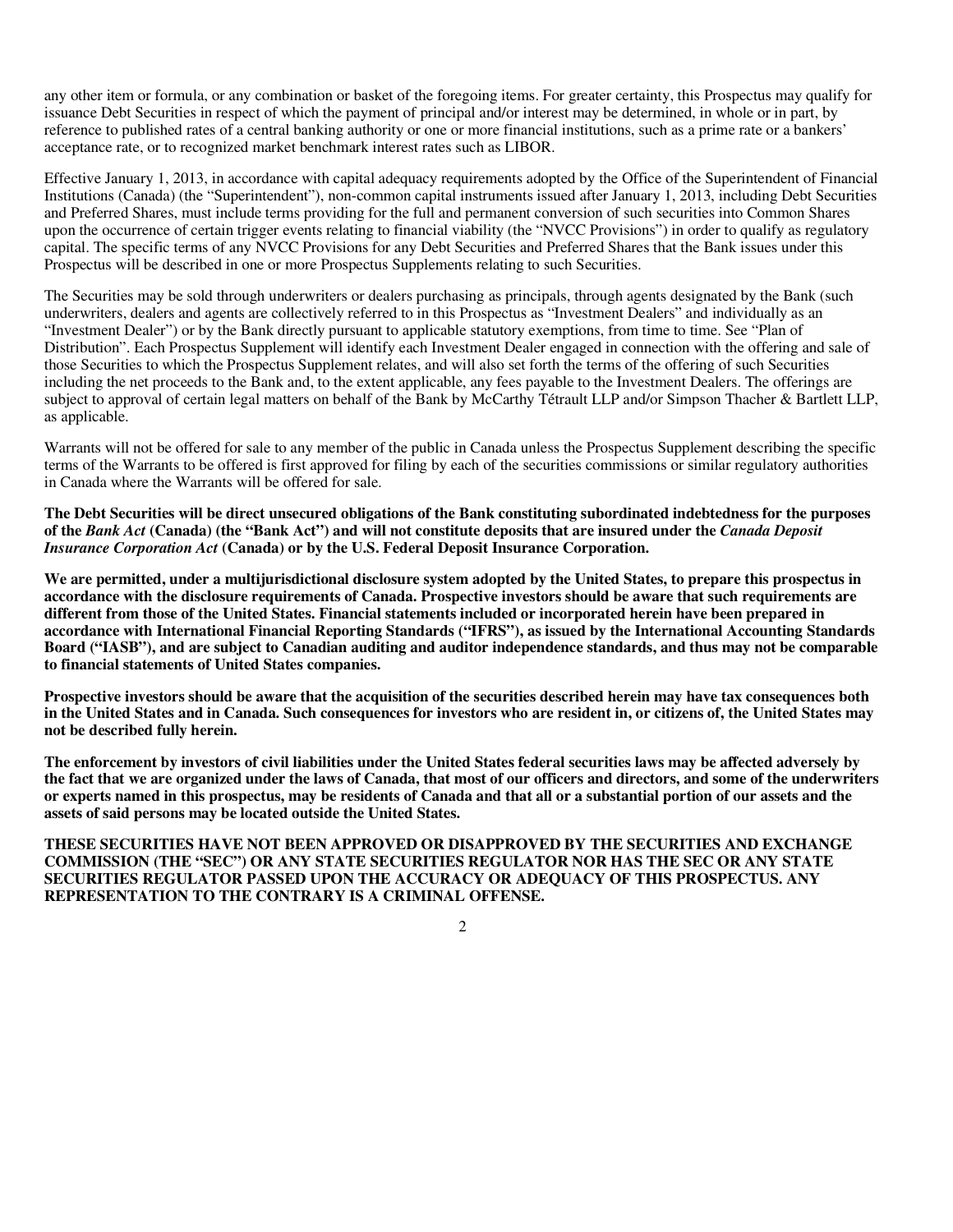any other item or formula, or any combination or basket of the foregoing items. For greater certainty, this Prospectus may qualify for issuance Debt Securities in respect of which the payment of principal and/or interest may be determined, in whole or in part, by reference to published rates of a central banking authority or one or more financial institutions, such as a prime rate or a bankers' acceptance rate, or to recognized market benchmark interest rates such as LIBOR.

Effective January 1, 2013, in accordance with capital adequacy requirements adopted by the Office of the Superintendent of Financial Institutions (Canada) (the "Superintendent"), non-common capital instruments issued after January 1, 2013, including Debt Securities and Preferred Shares, must include terms providing for the full and permanent conversion of such securities into Common Shares upon the occurrence of certain trigger events relating to financial viability (the "NVCC Provisions") in order to qualify as regulatory capital. The specific terms of any NVCC Provisions for any Debt Securities and Preferred Shares that the Bank issues under this Prospectus will be described in one or more Prospectus Supplements relating to such Securities.

The Securities may be sold through underwriters or dealers purchasing as principals, through agents designated by the Bank (such underwriters, dealers and agents are collectively referred to in this Prospectus as "Investment Dealers" and individually as an "Investment Dealer") or by the Bank directly pursuant to applicable statutory exemptions, from time to time. See "Plan of Distribution". Each Prospectus Supplement will identify each Investment Dealer engaged in connection with the offering and sale of those Securities to which the Prospectus Supplement relates, and will also set forth the terms of the offering of such Securities including the net proceeds to the Bank and, to the extent applicable, any fees payable to the Investment Dealers. The offerings are subject to approval of certain legal matters on behalf of the Bank by McCarthy Tétrault LLP and/or Simpson Thacher & Bartlett LLP, as applicable.

Warrants will not be offered for sale to any member of the public in Canada unless the Prospectus Supplement describing the specific terms of the Warrants to be offered is first approved for filing by each of the securities commissions or similar regulatory authorities in Canada where the Warrants will be offered for sale.

**The Debt Securities will be direct unsecured obligations of the Bank constituting subordinated indebtedness for the purposes of the *Bank Act* (Canada) (the "Bank Act") and will not constitute deposits that are insured under the *Canada Deposit Insurance Corporation Act* (Canada) or by the U.S. Federal Deposit Insurance Corporation.**

**We are permitted, under a multijurisdictional disclosure system adopted by the United States, to prepare this prospectus in accordance with the disclosure requirements of Canada. Prospective investors should be aware that such requirements are different from those of the United States. Financial statements included or incorporated herein have been prepared in accordance with International Financial Reporting Standards ("IFRS"), as issued by the International Accounting Standards Board ("IASB"), and are subject to Canadian auditing and auditor independence standards, and thus may not be comparable to financial statements of United States companies.**

**Prospective investors should be aware that the acquisition of the securities described herein may have tax consequences both in the United States and in Canada. Such consequences for investors who are resident in, or citizens of, the United States may not be described fully herein.**

**The enforcement by investors of civil liabilities under the United States federal securities laws may be affected adversely by the fact that we are organized under the laws of Canada, that most of our officers and directors, and some of the underwriters or experts named in this prospectus, may be residents of Canada and that all or a substantial portion of our assets and the assets of said persons may be located outside the United States.**

**THESE SECURITIES HAVE NOT BEEN APPROVED OR DISAPPROVED BY THE SECURITIES AND EXCHANGE COMMISSION (THE "SEC") OR ANY STATE SECURITIES REGULATOR NOR HAS THE SEC OR ANY STATE SECURITIES REGULATOR PASSED UPON THE ACCURACY OR ADEQUACY OF THIS PROSPECTUS. ANY REPRESENTATION TO THE CONTRARY IS A CRIMINAL OFFENSE.**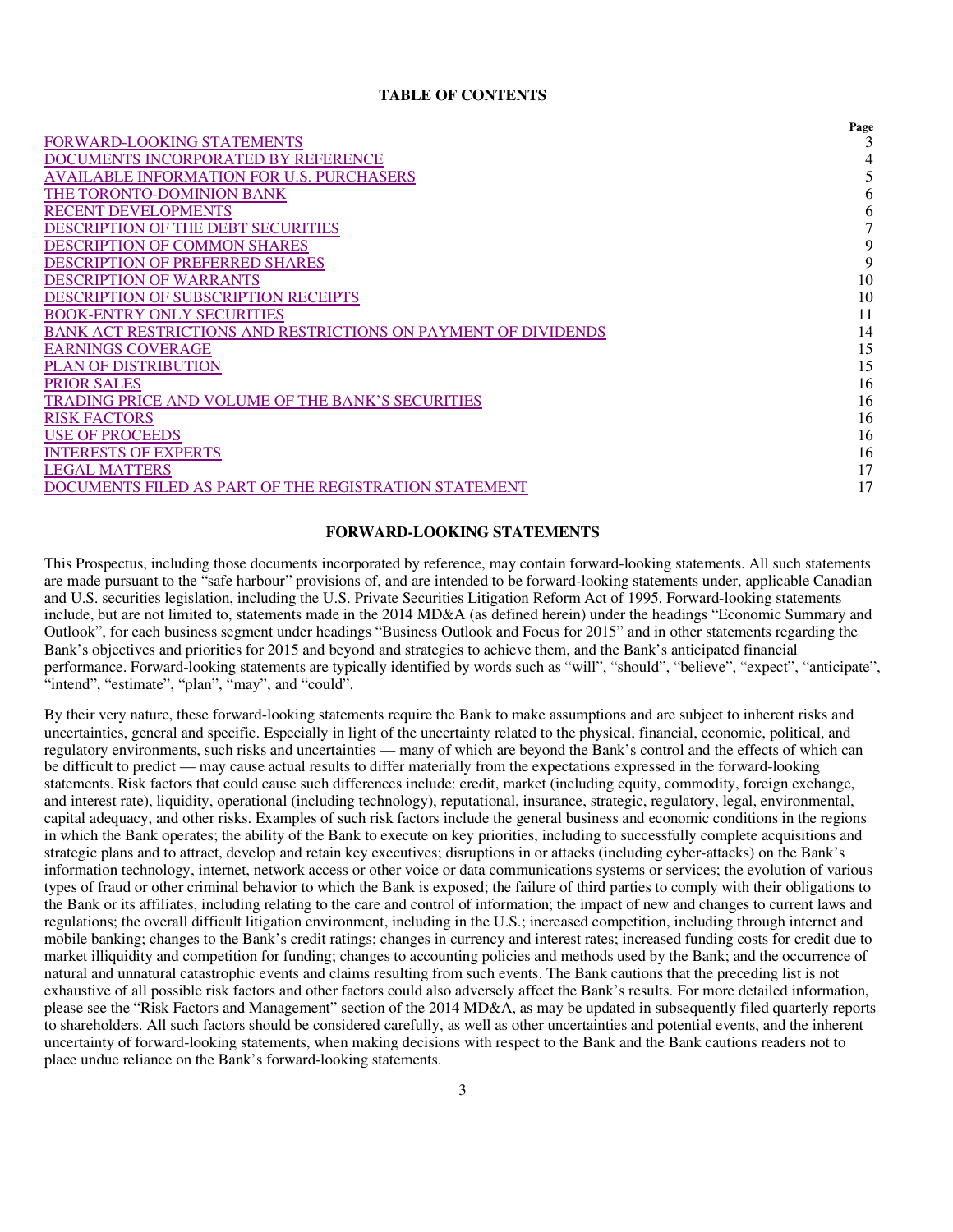**TABLE OF CONTENTS**

| | Page |
|---|---|
| FORWARD-LOOKING STATEMENTS | 3 |
| DOCUMENTS INCORPORATED BY REFERENCE | 4 |
| AVAILABLE INFORMATION FOR U.S. PURCHASERS | 5 |
| THE TORONTO-DOMINION BANK | 6 |
| RECENT DEVELOPMENTS | 6 |
| DESCRIPTION OF THE DEBT SECURITIES | 7 |
| DESCRIPTION OF COMMON SHARES | 9 |
| DESCRIPTION OF PREFERRED SHARES | 9 |
| DESCRIPTION OF WARRANTS | 10 |
| DESCRIPTION OF SUBSCRIPTION RECEIPTS | 10 |
| BOOK-ENTRY ONLY SECURITIES | 11 |
| BANK ACT RESTRICTIONS AND RESTRICTIONS ON PAYMENT OF DIVIDENDS | 14 |
| EARNINGS COVERAGE | 15 |
| PLAN OF DISTRIBUTION | 15 |
| PRIOR SALES | 16 |
| TRADING PRICE AND VOLUME OF THE BANK'S SECURITIES | 16 |
| RISK FACTORS | 16 |
| USE OF PROCEEDS | 16 |
| INTERESTS OF EXPERTS | 16 |
| LEGAL MATTERS | 17 |
| DOCUMENTS FILED AS PART OF THE REGISTRATION STATEMENT | 17 |

## FORWARD-LOOKING STATEMENTS

This Prospectus, including those documents incorporated by reference, may contain forward-looking statements. All such statements are made pursuant to the "safe harbour" provisions of, and are intended to be forward-looking statements under, applicable Canadian and U.S. securities legislation, including the U.S. Private Securities Litigation Reform Act of 1995. Forward-looking statements include, but are not limited to, statements made in the 2014 MD&A (as defined herein) under the headings "Economic Summary and Outlook", for each business segment under headings "Business Outlook and Focus for 2015" and in other statements regarding the Bank's objectives and priorities for 2015 and beyond and strategies to achieve them, and the Bank's anticipated financial performance. Forward-looking statements are typically identified by words such as "will", "should", "believe", "expect", "anticipate", "intend", "estimate", "plan", "may", and "could".

By their very nature, these forward-looking statements require the Bank to make assumptions and are subject to inherent risks and uncertainties, general and specific. Especially in light of the uncertainty related to the physical, financial, economic, political, and regulatory environments, such risks and uncertainties — many of which are beyond the Bank's control and the effects of which can be difficult to predict — may cause actual results to differ materially from the expectations expressed in the forward-looking statements. Risk factors that could cause such differences include: credit, market (including equity, commodity, foreign exchange, and interest rate), liquidity, operational (including technology), reputational, insurance, strategic, regulatory, legal, environmental, capital adequacy, and other risks. Examples of such risk factors include the general business and economic conditions in the regions in which the Bank operates; the ability of the Bank to execute on key priorities, including to successfully complete acquisitions and strategic plans and to attract, develop and retain key executives; disruptions in or attacks (including cyber-attacks) on the Bank's information technology, internet, network access or other voice or data communications systems or services; the evolution of various types of fraud or other criminal behavior to which the Bank is exposed; the failure of third parties to comply with their obligations to the Bank or its affiliates, including relating to the care and control of information; the impact of new and changes to current laws and regulations; the overall difficult litigation environment, including in the U.S.; increased competition, including through internet and mobile banking; changes to the Bank's credit ratings; changes in currency and interest rates; increased funding costs for credit due to market illiquidity and competition for funding; changes to accounting policies and methods used by the Bank; and the occurrence of natural and unnatural catastrophic events and claims resulting from such events. The Bank cautions that the preceding list is not exhaustive of all possible risk factors and other factors could also adversely affect the Bank's results. For more detailed information, please see the "Risk Factors and Management" section of the 2014 MD&A, as may be updated in subsequently filed quarterly reports to shareholders. All such factors should be considered carefully, as well as other uncertainties and potential events, and the inherent uncertainty of forward-looking statements, when making decisions with respect to the Bank and the Bank cautions readers not to place undue reliance on the Bank's forward-looking statements.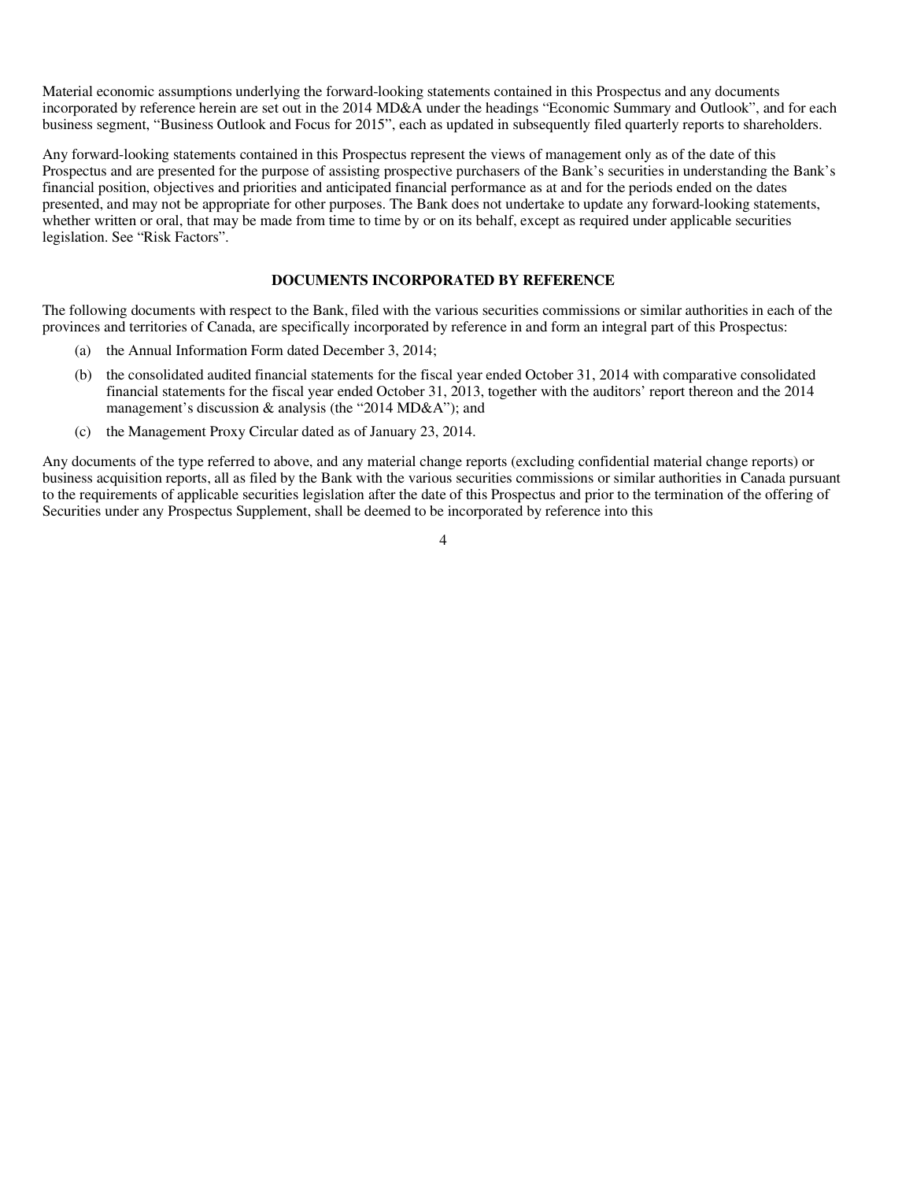Material economic assumptions underlying the forward-looking statements contained in this Prospectus and any documents incorporated by reference herein are set out in the 2014 MD&A under the headings "Economic Summary and Outlook", and for each business segment, "Business Outlook and Focus for 2015", each as updated in subsequently filed quarterly reports to shareholders.

Any forward-looking statements contained in this Prospectus represent the views of management only as of the date of this Prospectus and are presented for the purpose of assisting prospective purchasers of the Bank's securities in understanding the Bank's financial position, objectives and priorities and anticipated financial performance as at and for the periods ended on the dates presented, and may not be appropriate for other purposes. The Bank does not undertake to update any forward-looking statements, whether written or oral, that may be made from time to time by or on its behalf, except as required under applicable securities legislation. See "Risk Factors".

## DOCUMENTS INCORPORATED BY REFERENCE

The following documents with respect to the Bank, filed with the various securities commissions or similar authorities in each of the provinces and territories of Canada, are specifically incorporated by reference in and form an integral part of this Prospectus:

(a) the Annual Information Form dated December 3, 2014;

(b) the consolidated audited financial statements for the fiscal year ended October 31, 2014 with comparative consolidated financial statements for the fiscal year ended October 31, 2013, together with the auditors' report thereon and the 2014 management's discussion & analysis (the "2014 MD&A"); and

(c) the Management Proxy Circular dated as of January 23, 2014.

Any documents of the type referred to above, and any material change reports (excluding confidential material change reports) or business acquisition reports, all as filed by the Bank with the various securities commissions or similar authorities in Canada pursuant to the requirements of applicable securities legislation after the date of this Prospectus and prior to the termination of the offering of Securities under any Prospectus Supplement, shall be deemed to be incorporated by reference into this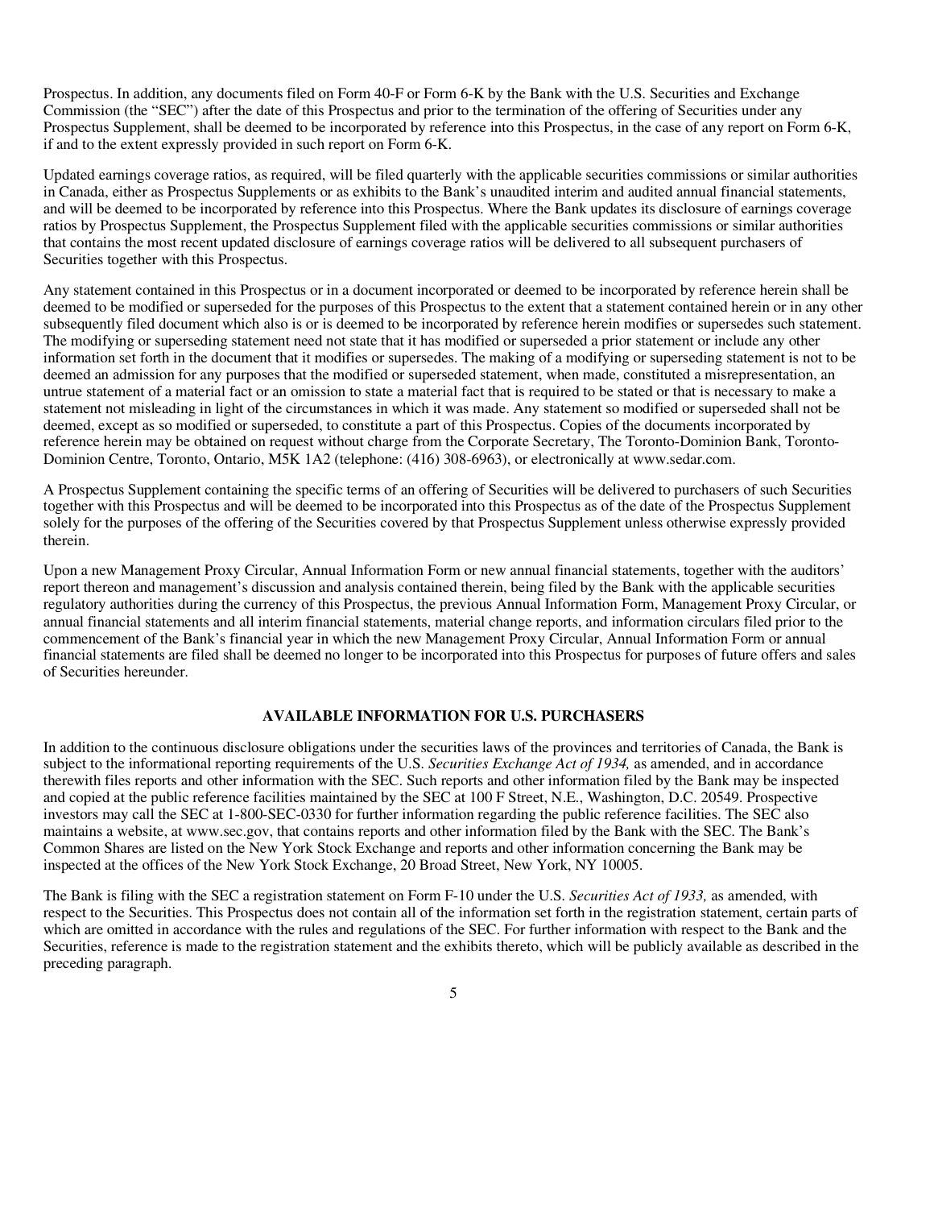Prospectus. In addition, any documents filed on Form 40-F or Form 6-K by the Bank with the U.S. Securities and Exchange Commission (the "SEC") after the date of this Prospectus and prior to the termination of the offering of Securities under any Prospectus Supplement, shall be deemed to be incorporated by reference into this Prospectus, in the case of any report on Form 6-K, if and to the extent expressly provided in such report on Form 6-K.

Updated earnings coverage ratios, as required, will be filed quarterly with the applicable securities commissions or similar authorities in Canada, either as Prospectus Supplements or as exhibits to the Bank's unaudited interim and audited annual financial statements, and will be deemed to be incorporated by reference into this Prospectus. Where the Bank updates its disclosure of earnings coverage ratios by Prospectus Supplement, the Prospectus Supplement filed with the applicable securities commissions or similar authorities that contains the most recent updated disclosure of earnings coverage ratios will be delivered to all subsequent purchasers of Securities together with this Prospectus.

Any statement contained in this Prospectus or in a document incorporated or deemed to be incorporated by reference herein shall be deemed to be modified or superseded for the purposes of this Prospectus to the extent that a statement contained herein or in any other subsequently filed document which also is or is deemed to be incorporated by reference herein modifies or supersedes such statement. The modifying or superseding statement need not state that it has modified or superseded a prior statement or include any other information set forth in the document that it modifies or supersedes. The making of a modifying or superseding statement is not to be deemed an admission for any purposes that the modified or superseded statement, when made, constituted a misrepresentation, an untrue statement of a material fact or an omission to state a material fact that is required to be stated or that is necessary to make a statement not misleading in light of the circumstances in which it was made. Any statement so modified or superseded shall not be deemed, except as so modified or superseded, to constitute a part of this Prospectus. Copies of the documents incorporated by reference herein may be obtained on request without charge from the Corporate Secretary, The Toronto-Dominion Bank, Toronto-Dominion Centre, Toronto, Ontario, M5K 1A2 (telephone: (416) 308-6963), or electronically at www.sedar.com.

A Prospectus Supplement containing the specific terms of an offering of Securities will be delivered to purchasers of such Securities together with this Prospectus and will be deemed to be incorporated into this Prospectus as of the date of the Prospectus Supplement solely for the purposes of the offering of the Securities covered by that Prospectus Supplement unless otherwise expressly provided therein.

Upon a new Management Proxy Circular, Annual Information Form or new annual financial statements, together with the auditors' report thereon and management's discussion and analysis contained therein, being filed by the Bank with the applicable securities regulatory authorities during the currency of this Prospectus, the previous Annual Information Form, Management Proxy Circular, or annual financial statements and all interim financial statements, material change reports, and information circulars filed prior to the commencement of the Bank's financial year in which the new Management Proxy Circular, Annual Information Form or annual financial statements are filed shall be deemed no longer to be incorporated into this Prospectus for purposes of future offers and sales of Securities hereunder.

## AVAILABLE INFORMATION FOR U.S. PURCHASERS

In addition to the continuous disclosure obligations under the securities laws of the provinces and territories of Canada, the Bank is subject to the informational reporting requirements of the U.S. *Securities Exchange Act of 1934,* as amended, and in accordance therewith files reports and other information with the SEC. Such reports and other information filed by the Bank may be inspected and copied at the public reference facilities maintained by the SEC at 100 F Street, N.E., Washington, D.C. 20549. Prospective investors may call the SEC at 1-800-SEC-0330 for further information regarding the public reference facilities. The SEC also maintains a website, at www.sec.gov, that contains reports and other information filed by the Bank with the SEC. The Bank's Common Shares are listed on the New York Stock Exchange and reports and other information concerning the Bank may be inspected at the offices of the New York Stock Exchange, 20 Broad Street, New York, NY 10005.

The Bank is filing with the SEC a registration statement on Form F-10 under the U.S. *Securities Act of 1933,* as amended, with respect to the Securities. This Prospectus does not contain all of the information set forth in the registration statement, certain parts of which are omitted in accordance with the rules and regulations of the SEC. For further information with respect to the Bank and the Securities, reference is made to the registration statement and the exhibits thereto, which will be publicly available as described in the preceding paragraph.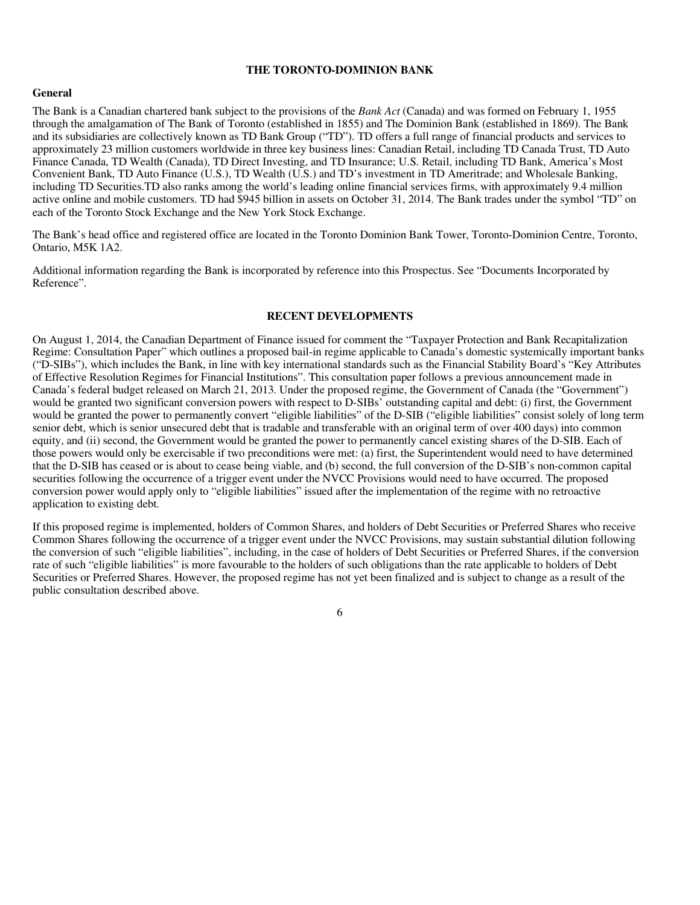## THE TORONTO-DOMINION BANK

### General

The Bank is a Canadian chartered bank subject to the provisions of the *Bank Act* (Canada) and was formed on February 1, 1955 through the amalgamation of The Bank of Toronto (established in 1855) and The Dominion Bank (established in 1869). The Bank and its subsidiaries are collectively known as TD Bank Group ("TD"). TD offers a full range of financial products and services to approximately 23 million customers worldwide in three key business lines: Canadian Retail, including TD Canada Trust, TD Auto Finance Canada, TD Wealth (Canada), TD Direct Investing, and TD Insurance; U.S. Retail, including TD Bank, America's Most Convenient Bank, TD Auto Finance (U.S.), TD Wealth (U.S.) and TD's investment in TD Ameritrade; and Wholesale Banking, including TD Securities.TD also ranks among the world's leading online financial services firms, with approximately 9.4 million active online and mobile customers. TD had $945 billion in assets on October 31, 2014. The Bank trades under the symbol "TD" on each of the Toronto Stock Exchange and the New York Stock Exchange.

The Bank's head office and registered office are located in the Toronto Dominion Bank Tower, Toronto-Dominion Centre, Toronto, Ontario, M5K 1A2.

Additional information regarding the Bank is incorporated by reference into this Prospectus. See "Documents Incorporated by Reference".

## RECENT DEVELOPMENTS

On August 1, 2014, the Canadian Department of Finance issued for comment the "Taxpayer Protection and Bank Recapitalization Regime: Consultation Paper" which outlines a proposed bail-in regime applicable to Canada's domestic systemically important banks ("D-SIBs"), which includes the Bank, in line with key international standards such as the Financial Stability Board's "Key Attributes of Effective Resolution Regimes for Financial Institutions". This consultation paper follows a previous announcement made in Canada's federal budget released on March 21, 2013. Under the proposed regime, the Government of Canada (the "Government") would be granted two significant conversion powers with respect to D-SIBs' outstanding capital and debt: (i) first, the Government would be granted the power to permanently convert "eligible liabilities" of the D-SIB ("eligible liabilities" consist solely of long term senior debt, which is senior unsecured debt that is tradable and transferable with an original term of over 400 days) into common equity, and (ii) second, the Government would be granted the power to permanently cancel existing shares of the D-SIB. Each of those powers would only be exercisable if two preconditions were met: (a) first, the Superintendent would need to have determined that the D-SIB has ceased or is about to cease being viable, and (b) second, the full conversion of the D-SIB's non-common capital securities following the occurrence of a trigger event under the NVCC Provisions would need to have occurred. The proposed conversion power would apply only to "eligible liabilities" issued after the implementation of the regime with no retroactive application to existing debt.

If this proposed regime is implemented, holders of Common Shares, and holders of Debt Securities or Preferred Shares who receive Common Shares following the occurrence of a trigger event under the NVCC Provisions, may sustain substantial dilution following the conversion of such "eligible liabilities", including, in the case of holders of Debt Securities or Preferred Shares, if the conversion rate of such "eligible liabilities" is more favourable to the holders of such obligations than the rate applicable to holders of Debt Securities or Preferred Shares. However, the proposed regime has not yet been finalized and is subject to change as a result of the public consultation described above.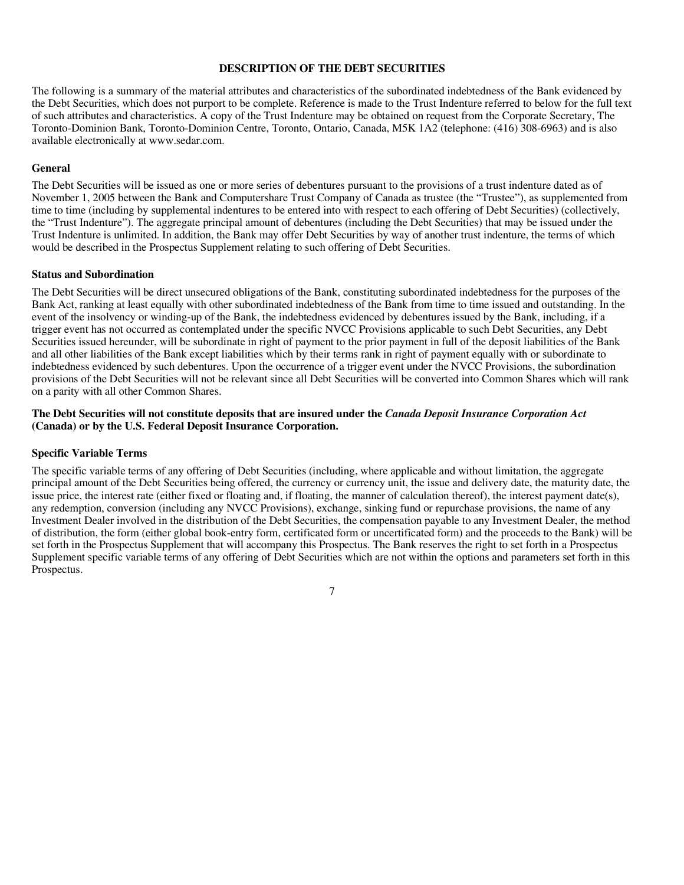## DESCRIPTION OF THE DEBT SECURITIES

The following is a summary of the material attributes and characteristics of the subordinated indebtedness of the Bank evidenced by the Debt Securities, which does not purport to be complete. Reference is made to the Trust Indenture referred to below for the full text of such attributes and characteristics. A copy of the Trust Indenture may be obtained on request from the Corporate Secretary, The Toronto-Dominion Bank, Toronto-Dominion Centre, Toronto, Ontario, Canada, M5K 1A2 (telephone: (416) 308-6963) and is also available electronically at www.sedar.com.

### General

The Debt Securities will be issued as one or more series of debentures pursuant to the provisions of a trust indenture dated as of November 1, 2005 between the Bank and Computershare Trust Company of Canada as trustee (the "Trustee"), as supplemented from time to time (including by supplemental indentures to be entered into with respect to each offering of Debt Securities) (collectively, the "Trust Indenture"). The aggregate principal amount of debentures (including the Debt Securities) that may be issued under the Trust Indenture is unlimited. In addition, the Bank may offer Debt Securities by way of another trust indenture, the terms of which would be described in the Prospectus Supplement relating to such offering of Debt Securities.

### Status and Subordination

The Debt Securities will be direct unsecured obligations of the Bank, constituting subordinated indebtedness for the purposes of the Bank Act, ranking at least equally with other subordinated indebtedness of the Bank from time to time issued and outstanding. In the event of the insolvency or winding-up of the Bank, the indebtedness evidenced by debentures issued by the Bank, including, if a trigger event has not occurred as contemplated under the specific NVCC Provisions applicable to such Debt Securities, any Debt Securities issued hereunder, will be subordinate in right of payment to the prior payment in full of the deposit liabilities of the Bank and all other liabilities of the Bank except liabilities which by their terms rank in right of payment equally with or subordinate to indebtedness evidenced by such debentures. Upon the occurrence of a trigger event under the NVCC Provisions, the subordination provisions of the Debt Securities will not be relevant since all Debt Securities will be converted into Common Shares which will rank on a parity with all other Common Shares.

**The Debt Securities will not constitute deposits that are insured under the *Canada Deposit Insurance Corporation Act* (Canada) or by the U.S. Federal Deposit Insurance Corporation.**

### Specific Variable Terms

The specific variable terms of any offering of Debt Securities (including, where applicable and without limitation, the aggregate principal amount of the Debt Securities being offered, the currency or currency unit, the issue and delivery date, the maturity date, the issue price, the interest rate (either fixed or floating and, if floating, the manner of calculation thereof), the interest payment date(s), any redemption, conversion (including any NVCC Provisions), exchange, sinking fund or repurchase provisions, the name of any Investment Dealer involved in the distribution of the Debt Securities, the compensation payable to any Investment Dealer, the method of distribution, the form (either global book-entry form, certificated form or uncertificated form) and the proceeds to the Bank) will be set forth in the Prospectus Supplement that will accompany this Prospectus. The Bank reserves the right to set forth in a Prospectus Supplement specific variable terms of any offering of Debt Securities which are not within the options and parameters set forth in this Prospectus.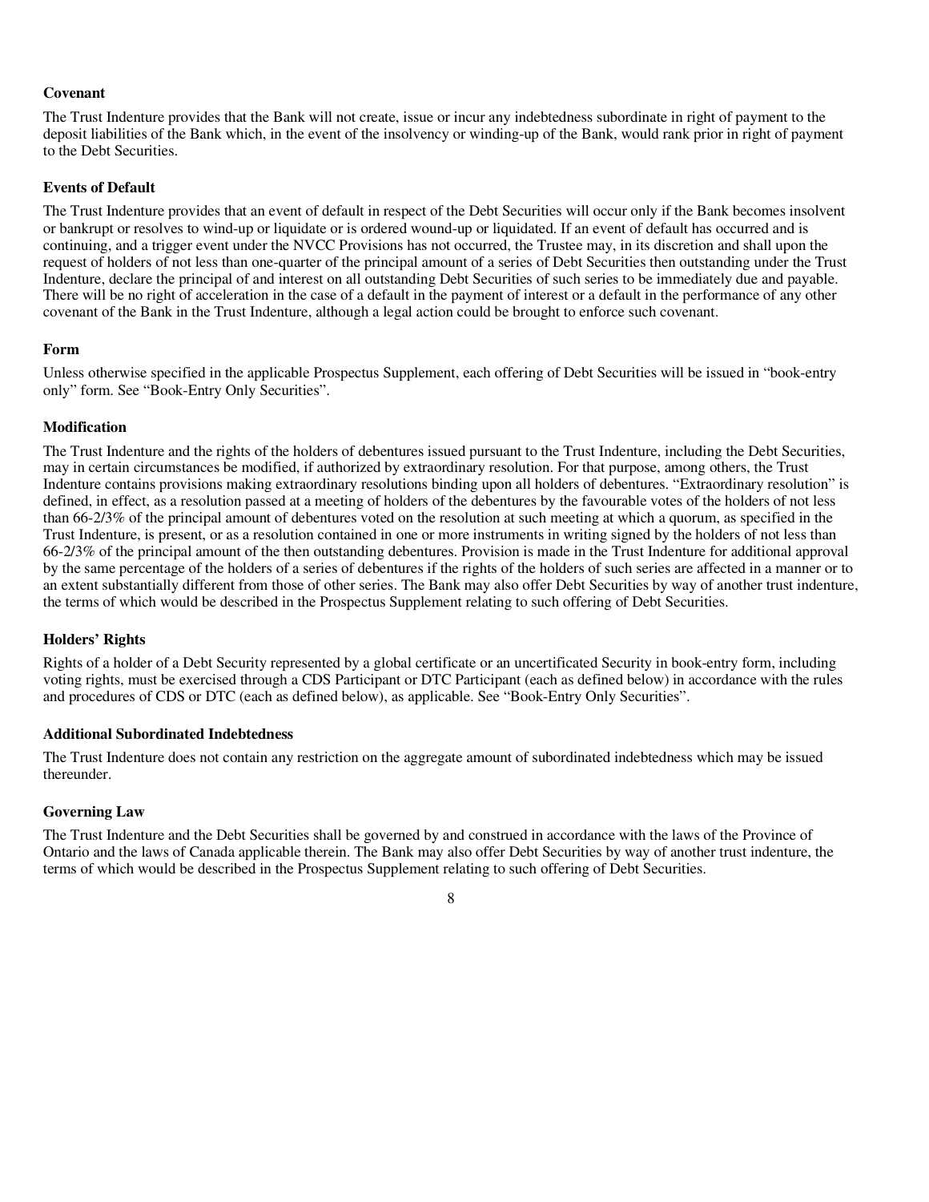### Covenant

The Trust Indenture provides that the Bank will not create, issue or incur any indebtedness subordinate in right of payment to the deposit liabilities of the Bank which, in the event of the insolvency or winding-up of the Bank, would rank prior in right of payment to the Debt Securities.

### Events of Default

The Trust Indenture provides that an event of default in respect of the Debt Securities will occur only if the Bank becomes insolvent or bankrupt or resolves to wind-up or liquidate or is ordered wound-up or liquidated. If an event of default has occurred and is continuing, and a trigger event under the NVCC Provisions has not occurred, the Trustee may, in its discretion and shall upon the request of holders of not less than one-quarter of the principal amount of a series of Debt Securities then outstanding under the Trust Indenture, declare the principal of and interest on all outstanding Debt Securities of such series to be immediately due and payable. There will be no right of acceleration in the case of a default in the payment of interest or a default in the performance of any other covenant of the Bank in the Trust Indenture, although a legal action could be brought to enforce such covenant.

### Form

Unless otherwise specified in the applicable Prospectus Supplement, each offering of Debt Securities will be issued in "book-entry only" form. See "Book-Entry Only Securities".

### Modification

The Trust Indenture and the rights of the holders of debentures issued pursuant to the Trust Indenture, including the Debt Securities, may in certain circumstances be modified, if authorized by extraordinary resolution. For that purpose, among others, the Trust Indenture contains provisions making extraordinary resolutions binding upon all holders of debentures. "Extraordinary resolution" is defined, in effect, as a resolution passed at a meeting of holders of the debentures by the favourable votes of the holders of not less than 66-2/3% of the principal amount of debentures voted on the resolution at such meeting at which a quorum, as specified in the Trust Indenture, is present, or as a resolution contained in one or more instruments in writing signed by the holders of not less than 66-2/3% of the principal amount of the then outstanding debentures. Provision is made in the Trust Indenture for additional approval by the same percentage of the holders of a series of debentures if the rights of the holders of such series are affected in a manner or to an extent substantially different from those of other series. The Bank may also offer Debt Securities by way of another trust indenture, the terms of which would be described in the Prospectus Supplement relating to such offering of Debt Securities.

### Holders' Rights

Rights of a holder of a Debt Security represented by a global certificate or an uncertificated Security in book-entry form, including voting rights, must be exercised through a CDS Participant or DTC Participant (each as defined below) in accordance with the rules and procedures of CDS or DTC (each as defined below), as applicable. See "Book-Entry Only Securities".

### Additional Subordinated Indebtedness

The Trust Indenture does not contain any restriction on the aggregate amount of subordinated indebtedness which may be issued thereunder.

### Governing Law

The Trust Indenture and the Debt Securities shall be governed by and construed in accordance with the laws of the Province of Ontario and the laws of Canada applicable therein. The Bank may also offer Debt Securities by way of another trust indenture, the terms of which would be described in the Prospectus Supplement relating to such offering of Debt Securities.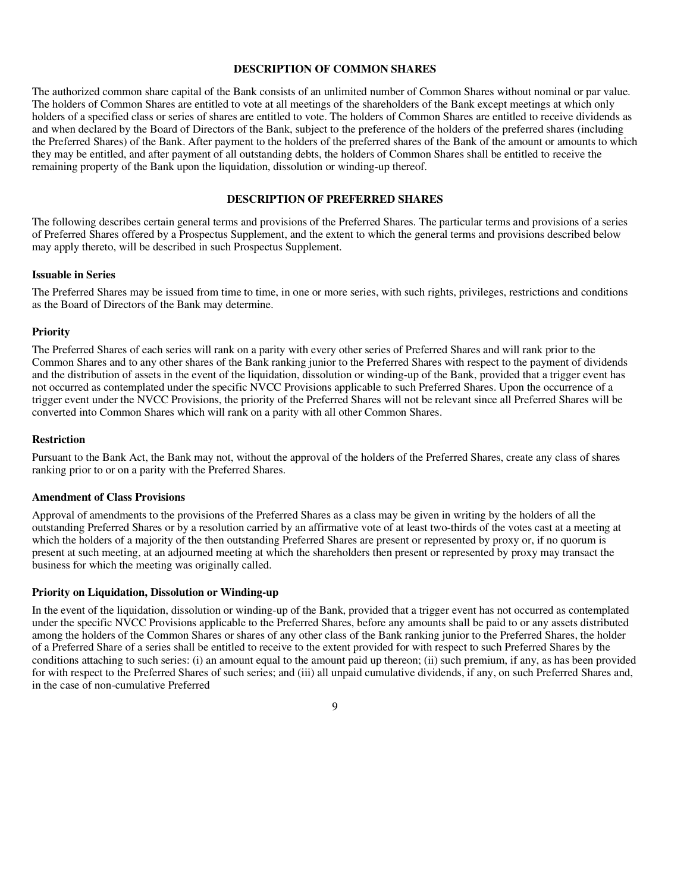## DESCRIPTION OF COMMON SHARES

The authorized common share capital of the Bank consists of an unlimited number of Common Shares without nominal or par value. The holders of Common Shares are entitled to vote at all meetings of the shareholders of the Bank except meetings at which only holders of a specified class or series of shares are entitled to vote. The holders of Common Shares are entitled to receive dividends as and when declared by the Board of Directors of the Bank, subject to the preference of the holders of the preferred shares (including the Preferred Shares) of the Bank. After payment to the holders of the preferred shares of the Bank of the amount or amounts to which they may be entitled, and after payment of all outstanding debts, the holders of Common Shares shall be entitled to receive the remaining property of the Bank upon the liquidation, dissolution or winding-up thereof.

## DESCRIPTION OF PREFERRED SHARES

The following describes certain general terms and provisions of the Preferred Shares. The particular terms and provisions of a series of Preferred Shares offered by a Prospectus Supplement, and the extent to which the general terms and provisions described below may apply thereto, will be described in such Prospectus Supplement.

### Issuable in Series

The Preferred Shares may be issued from time to time, in one or more series, with such rights, privileges, restrictions and conditions as the Board of Directors of the Bank may determine.

### Priority

The Preferred Shares of each series will rank on a parity with every other series of Preferred Shares and will rank prior to the Common Shares and to any other shares of the Bank ranking junior to the Preferred Shares with respect to the payment of dividends and the distribution of assets in the event of the liquidation, dissolution or winding-up of the Bank, provided that a trigger event has not occurred as contemplated under the specific NVCC Provisions applicable to such Preferred Shares. Upon the occurrence of a trigger event under the NVCC Provisions, the priority of the Preferred Shares will not be relevant since all Preferred Shares will be converted into Common Shares which will rank on a parity with all other Common Shares.

### Restriction

Pursuant to the Bank Act, the Bank may not, without the approval of the holders of the Preferred Shares, create any class of shares ranking prior to or on a parity with the Preferred Shares.

### Amendment of Class Provisions

Approval of amendments to the provisions of the Preferred Shares as a class may be given in writing by the holders of all the outstanding Preferred Shares or by a resolution carried by an affirmative vote of at least two-thirds of the votes cast at a meeting at which the holders of a majority of the then outstanding Preferred Shares are present or represented by proxy or, if no quorum is present at such meeting, at an adjourned meeting at which the shareholders then present or represented by proxy may transact the business for which the meeting was originally called.

### Priority on Liquidation, Dissolution or Winding-up

In the event of the liquidation, dissolution or winding-up of the Bank, provided that a trigger event has not occurred as contemplated under the specific NVCC Provisions applicable to the Preferred Shares, before any amounts shall be paid to or any assets distributed among the holders of the Common Shares or shares of any other class of the Bank ranking junior to the Preferred Shares, the holder of a Preferred Share of a series shall be entitled to receive to the extent provided for with respect to such Preferred Shares by the conditions attaching to such series: (i) an amount equal to the amount paid up thereon; (ii) such premium, if any, as has been provided for with respect to the Preferred Shares of such series; and (iii) all unpaid cumulative dividends, if any, on such Preferred Shares and, in the case of non-cumulative Preferred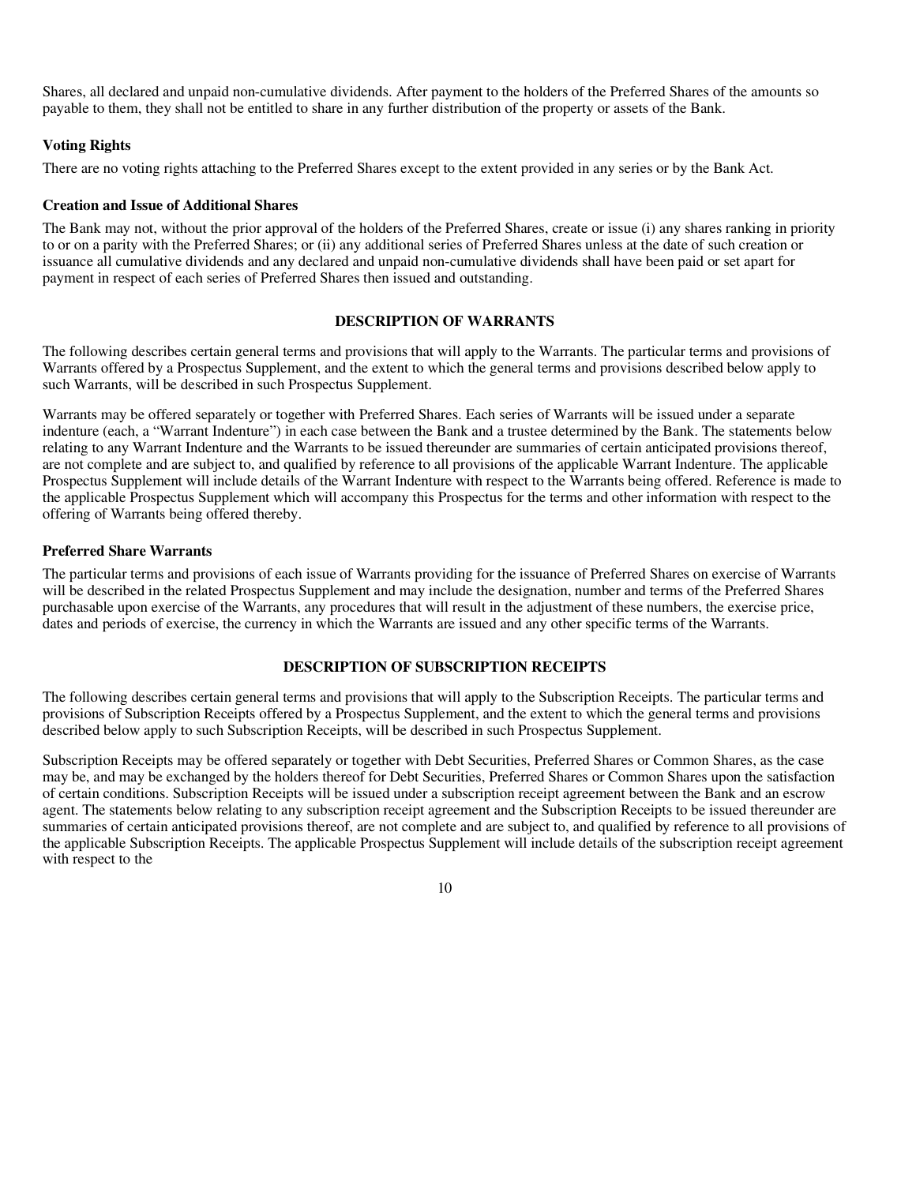Shares, all declared and unpaid non-cumulative dividends. After payment to the holders of the Preferred Shares of the amounts so payable to them, they shall not be entitled to share in any further distribution of the property or assets of the Bank.

**Voting Rights**

There are no voting rights attaching to the Preferred Shares except to the extent provided in any series or by the Bank Act.

**Creation and Issue of Additional Shares**

The Bank may not, without the prior approval of the holders of the Preferred Shares, create or issue (i) any shares ranking in priority to or on a parity with the Preferred Shares; or (ii) any additional series of Preferred Shares unless at the date of such creation or issuance all cumulative dividends and any declared and unpaid non-cumulative dividends shall have been paid or set apart for payment in respect of each series of Preferred Shares then issued and outstanding.

## DESCRIPTION OF WARRANTS

The following describes certain general terms and provisions that will apply to the Warrants. The particular terms and provisions of Warrants offered by a Prospectus Supplement, and the extent to which the general terms and provisions described below apply to such Warrants, will be described in such Prospectus Supplement.

Warrants may be offered separately or together with Preferred Shares. Each series of Warrants will be issued under a separate indenture (each, a "Warrant Indenture") in each case between the Bank and a trustee determined by the Bank. The statements below relating to any Warrant Indenture and the Warrants to be issued thereunder are summaries of certain anticipated provisions thereof, are not complete and are subject to, and qualified by reference to all provisions of the applicable Warrant Indenture. The applicable Prospectus Supplement will include details of the Warrant Indenture with respect to the Warrants being offered. Reference is made to the applicable Prospectus Supplement which will accompany this Prospectus for the terms and other information with respect to the offering of Warrants being offered thereby.

**Preferred Share Warrants**

The particular terms and provisions of each issue of Warrants providing for the issuance of Preferred Shares on exercise of Warrants will be described in the related Prospectus Supplement and may include the designation, number and terms of the Preferred Shares purchasable upon exercise of the Warrants, any procedures that will result in the adjustment of these numbers, the exercise price, dates and periods of exercise, the currency in which the Warrants are issued and any other specific terms of the Warrants.

## DESCRIPTION OF SUBSCRIPTION RECEIPTS

The following describes certain general terms and provisions that will apply to the Subscription Receipts. The particular terms and provisions of Subscription Receipts offered by a Prospectus Supplement, and the extent to which the general terms and provisions described below apply to such Subscription Receipts, will be described in such Prospectus Supplement.

Subscription Receipts may be offered separately or together with Debt Securities, Preferred Shares or Common Shares, as the case may be, and may be exchanged by the holders thereof for Debt Securities, Preferred Shares or Common Shares upon the satisfaction of certain conditions. Subscription Receipts will be issued under a subscription receipt agreement between the Bank and an escrow agent. The statements below relating to any subscription receipt agreement and the Subscription Receipts to be issued thereunder are summaries of certain anticipated provisions thereof, are not complete and are subject to, and qualified by reference to all provisions of the applicable Subscription Receipts. The applicable Prospectus Supplement will include details of the subscription receipt agreement with respect to the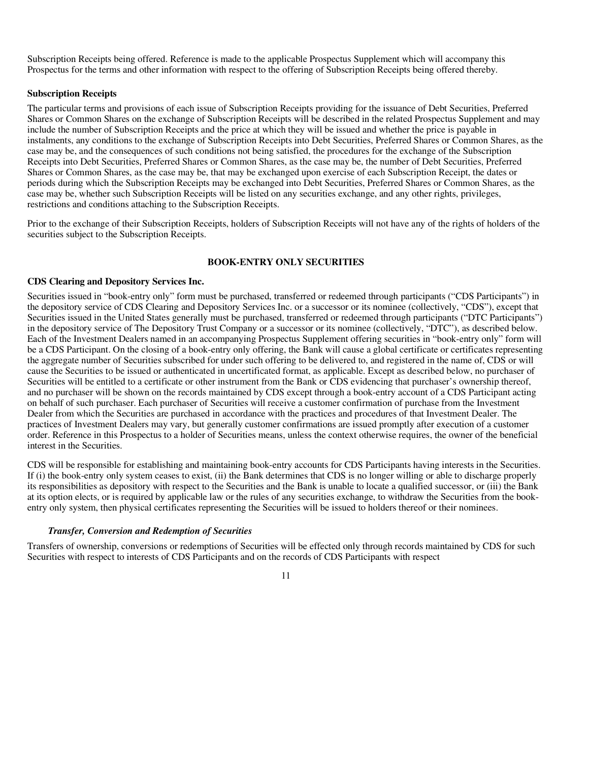Subscription Receipts being offered. Reference is made to the applicable Prospectus Supplement which will accompany this Prospectus for the terms and other information with respect to the offering of Subscription Receipts being offered thereby.

### Subscription Receipts

The particular terms and provisions of each issue of Subscription Receipts providing for the issuance of Debt Securities, Preferred Shares or Common Shares on the exchange of Subscription Receipts will be described in the related Prospectus Supplement and may include the number of Subscription Receipts and the price at which they will be issued and whether the price is payable in instalments, any conditions to the exchange of Subscription Receipts into Debt Securities, Preferred Shares or Common Shares, as the case may be, and the consequences of such conditions not being satisfied, the procedures for the exchange of the Subscription Receipts into Debt Securities, Preferred Shares or Common Shares, as the case may be, the number of Debt Securities, Preferred Shares or Common Shares, as the case may be, that may be exchanged upon exercise of each Subscription Receipt, the dates or periods during which the Subscription Receipts may be exchanged into Debt Securities, Preferred Shares or Common Shares, as the case may be, whether such Subscription Receipts will be listed on any securities exchange, and any other rights, privileges, restrictions and conditions attaching to the Subscription Receipts.

Prior to the exchange of their Subscription Receipts, holders of Subscription Receipts will not have any of the rights of holders of the securities subject to the Subscription Receipts.

## BOOK-ENTRY ONLY SECURITIES

### CDS Clearing and Depository Services Inc.

Securities issued in "book-entry only" form must be purchased, transferred or redeemed through participants ("CDS Participants") in the depository service of CDS Clearing and Depository Services Inc. or a successor or its nominee (collectively, "CDS"), except that Securities issued in the United States generally must be purchased, transferred or redeemed through participants ("DTC Participants") in the depository service of The Depository Trust Company or a successor or its nominee (collectively, "DTC"), as described below. Each of the Investment Dealers named in an accompanying Prospectus Supplement offering securities in "book-entry only" form will be a CDS Participant. On the closing of a book-entry only offering, the Bank will cause a global certificate or certificates representing the aggregate number of Securities subscribed for under such offering to be delivered to, and registered in the name of, CDS or will cause the Securities to be issued or authenticated in uncertificated format, as applicable. Except as described below, no purchaser of Securities will be entitled to a certificate or other instrument from the Bank or CDS evidencing that purchaser's ownership thereof, and no purchaser will be shown on the records maintained by CDS except through a book-entry account of a CDS Participant acting on behalf of such purchaser. Each purchaser of Securities will receive a customer confirmation of purchase from the Investment Dealer from which the Securities are purchased in accordance with the practices and procedures of that Investment Dealer. The practices of Investment Dealers may vary, but generally customer confirmations are issued promptly after execution of a customer order. Reference in this Prospectus to a holder of Securities means, unless the context otherwise requires, the owner of the beneficial interest in the Securities.

CDS will be responsible for establishing and maintaining book-entry accounts for CDS Participants having interests in the Securities. If (i) the book-entry only system ceases to exist, (ii) the Bank determines that CDS is no longer willing or able to discharge properly its responsibilities as depository with respect to the Securities and the Bank is unable to locate a qualified successor, or (iii) the Bank at its option elects, or is required by applicable law or the rules of any securities exchange, to withdraw the Securities from the book-entry only system, then physical certificates representing the Securities will be issued to holders thereof or their nominees.

#### *Transfer, Conversion and Redemption of Securities*

Transfers of ownership, conversions or redemptions of Securities will be effected only through records maintained by CDS for such Securities with respect to interests of CDS Participants and on the records of CDS Participants with respect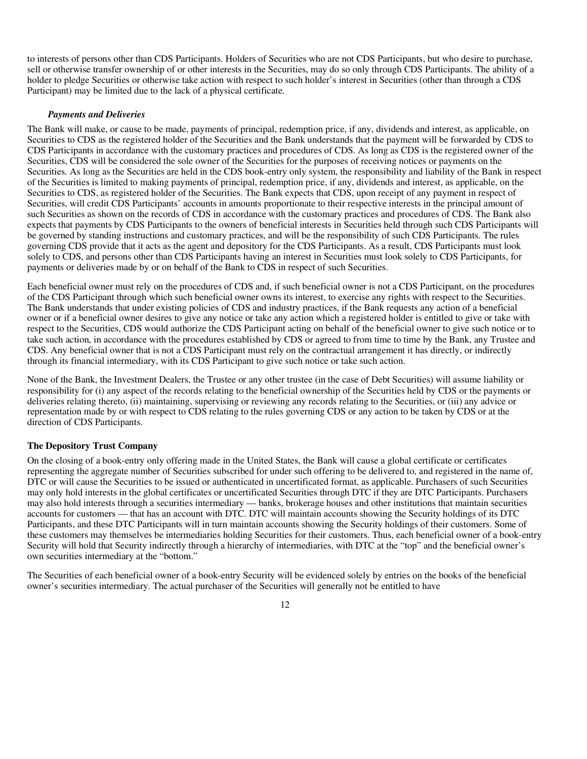to interests of persons other than CDS Participants. Holders of Securities who are not CDS Participants, but who desire to purchase, sell or otherwise transfer ownership of or other interests in the Securities, may do so only through CDS Participants. The ability of a holder to pledge Securities or otherwise take action with respect to such holder's interest in Securities (other than through a CDS Participant) may be limited due to the lack of a physical certificate.

***Payments and Deliveries***

The Bank will make, or cause to be made, payments of principal, redemption price, if any, dividends and interest, as applicable, on Securities to CDS as the registered holder of the Securities and the Bank understands that the payment will be forwarded by CDS to CDS Participants in accordance with the customary practices and procedures of CDS. As long as CDS is the registered owner of the Securities, CDS will be considered the sole owner of the Securities for the purposes of receiving notices or payments on the Securities. As long as the Securities are held in the CDS book-entry only system, the responsibility and liability of the Bank in respect of the Securities is limited to making payments of principal, redemption price, if any, dividends and interest, as applicable, on the Securities to CDS, as registered holder of the Securities. The Bank expects that CDS, upon receipt of any payment in respect of Securities, will credit CDS Participants' accounts in amounts proportionate to their respective interests in the principal amount of such Securities as shown on the records of CDS in accordance with the customary practices and procedures of CDS. The Bank also expects that payments by CDS Participants to the owners of beneficial interests in Securities held through such CDS Participants will be governed by standing instructions and customary practices, and will be the responsibility of such CDS Participants. The rules governing CDS provide that it acts as the agent and depository for the CDS Participants. As a result, CDS Participants must look solely to CDS, and persons other than CDS Participants having an interest in Securities must look solely to CDS Participants, for payments or deliveries made by or on behalf of the Bank to CDS in respect of such Securities.

Each beneficial owner must rely on the procedures of CDS and, if such beneficial owner is not a CDS Participant, on the procedures of the CDS Participant through which such beneficial owner owns its interest, to exercise any rights with respect to the Securities. The Bank understands that under existing policies of CDS and industry practices, if the Bank requests any action of a beneficial owner or if a beneficial owner desires to give any notice or take any action which a registered holder is entitled to give or take with respect to the Securities, CDS would authorize the CDS Participant acting on behalf of the beneficial owner to give such notice or to take such action, in accordance with the procedures established by CDS or agreed to from time to time by the Bank, any Trustee and CDS. Any beneficial owner that is not a CDS Participant must rely on the contractual arrangement it has directly, or indirectly through its financial intermediary, with its CDS Participant to give such notice or take such action.

None of the Bank, the Investment Dealers, the Trustee or any other trustee (in the case of Debt Securities) will assume liability or responsibility for (i) any aspect of the records relating to the beneficial ownership of the Securities held by CDS or the payments or deliveries relating thereto, (ii) maintaining, supervising or reviewing any records relating to the Securities, or (iii) any advice or representation made by or with respect to CDS relating to the rules governing CDS or any action to be taken by CDS or at the direction of CDS Participants.

**The Depository Trust Company**

On the closing of a book-entry only offering made in the United States, the Bank will cause a global certificate or certificates representing the aggregate number of Securities subscribed for under such offering to be delivered to, and registered in the name of, DTC or will cause the Securities to be issued or authenticated in uncertificated format, as applicable. Purchasers of such Securities may only hold interests in the global certificates or uncertificated Securities through DTC if they are DTC Participants. Purchasers may also hold interests through a securities intermediary — banks, brokerage houses and other institutions that maintain securities accounts for customers — that has an account with DTC. DTC will maintain accounts showing the Security holdings of its DTC Participants, and these DTC Participants will in turn maintain accounts showing the Security holdings of their customers. Some of these customers may themselves be intermediaries holding Securities for their customers. Thus, each beneficial owner of a book-entry Security will hold that Security indirectly through a hierarchy of intermediaries, with DTC at the "top" and the beneficial owner's own securities intermediary at the "bottom."

The Securities of each beneficial owner of a book-entry Security will be evidenced solely by entries on the books of the beneficial owner's securities intermediary. The actual purchaser of the Securities will generally not be entitled to have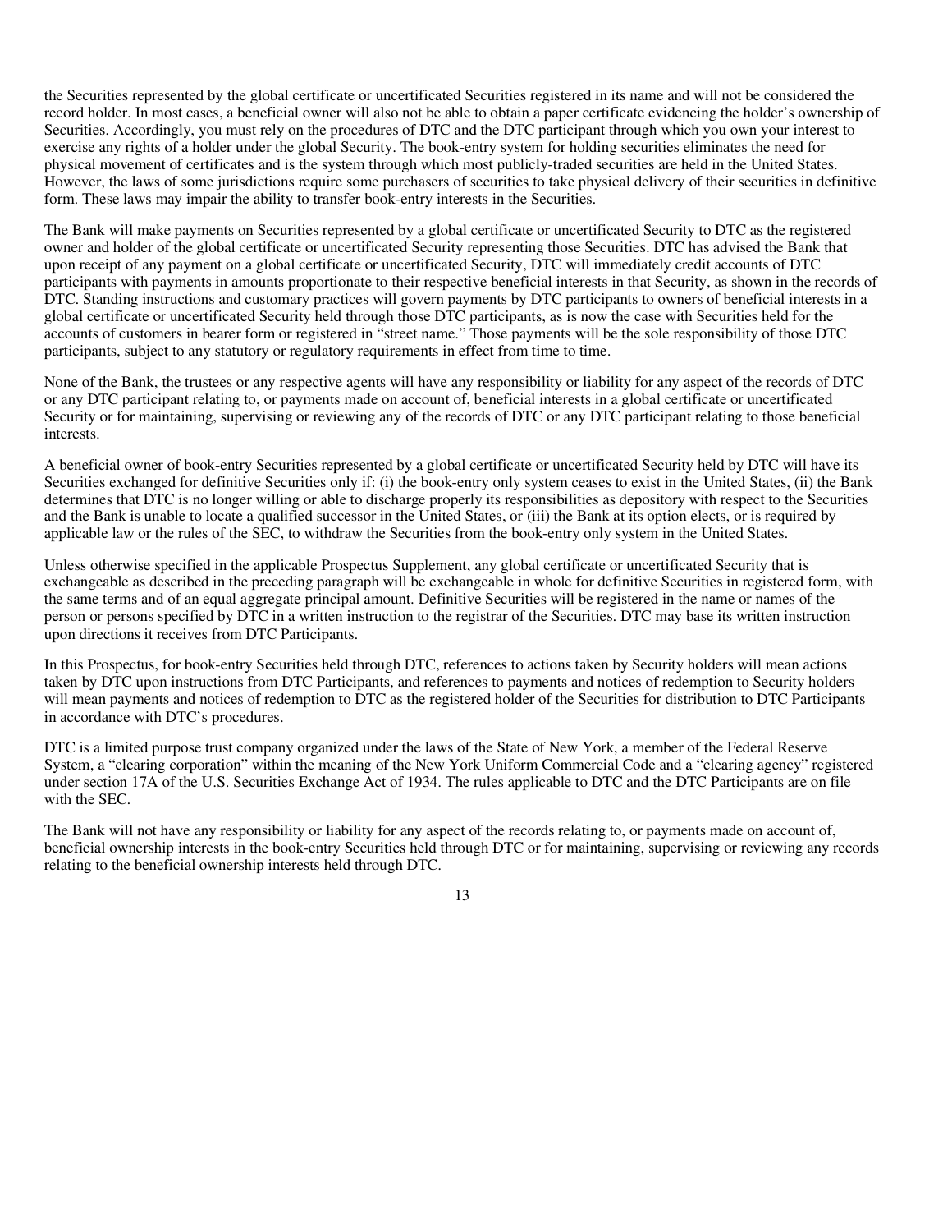the Securities represented by the global certificate or uncertificated Securities registered in its name and will not be considered the record holder. In most cases, a beneficial owner will also not be able to obtain a paper certificate evidencing the holder's ownership of Securities. Accordingly, you must rely on the procedures of DTC and the DTC participant through which you own your interest to exercise any rights of a holder under the global Security. The book-entry system for holding securities eliminates the need for physical movement of certificates and is the system through which most publicly-traded securities are held in the United States. However, the laws of some jurisdictions require some purchasers of securities to take physical delivery of their securities in definitive form. These laws may impair the ability to transfer book-entry interests in the Securities.

The Bank will make payments on Securities represented by a global certificate or uncertificated Security to DTC as the registered owner and holder of the global certificate or uncertificated Security representing those Securities. DTC has advised the Bank that upon receipt of any payment on a global certificate or uncertificated Security, DTC will immediately credit accounts of DTC participants with payments in amounts proportionate to their respective beneficial interests in that Security, as shown in the records of DTC. Standing instructions and customary practices will govern payments by DTC participants to owners of beneficial interests in a global certificate or uncertificated Security held through those DTC participants, as is now the case with Securities held for the accounts of customers in bearer form or registered in "street name." Those payments will be the sole responsibility of those DTC participants, subject to any statutory or regulatory requirements in effect from time to time.

None of the Bank, the trustees or any respective agents will have any responsibility or liability for any aspect of the records of DTC or any DTC participant relating to, or payments made on account of, beneficial interests in a global certificate or uncertificated Security or for maintaining, supervising or reviewing any of the records of DTC or any DTC participant relating to those beneficial interests.

A beneficial owner of book-entry Securities represented by a global certificate or uncertificated Security held by DTC will have its Securities exchanged for definitive Securities only if: (i) the book-entry only system ceases to exist in the United States, (ii) the Bank determines that DTC is no longer willing or able to discharge properly its responsibilities as depository with respect to the Securities and the Bank is unable to locate a qualified successor in the United States, or (iii) the Bank at its option elects, or is required by applicable law or the rules of the SEC, to withdraw the Securities from the book-entry only system in the United States.

Unless otherwise specified in the applicable Prospectus Supplement, any global certificate or uncertificated Security that is exchangeable as described in the preceding paragraph will be exchangeable in whole for definitive Securities in registered form, with the same terms and of an equal aggregate principal amount. Definitive Securities will be registered in the name or names of the person or persons specified by DTC in a written instruction to the registrar of the Securities. DTC may base its written instruction upon directions it receives from DTC Participants.

In this Prospectus, for book-entry Securities held through DTC, references to actions taken by Security holders will mean actions taken by DTC upon instructions from DTC Participants, and references to payments and notices of redemption to Security holders will mean payments and notices of redemption to DTC as the registered holder of the Securities for distribution to DTC Participants in accordance with DTC's procedures.

DTC is a limited purpose trust company organized under the laws of the State of New York, a member of the Federal Reserve System, a "clearing corporation" within the meaning of the New York Uniform Commercial Code and a "clearing agency" registered under section 17A of the U.S. Securities Exchange Act of 1934. The rules applicable to DTC and the DTC Participants are on file with the SEC.

The Bank will not have any responsibility or liability for any aspect of the records relating to, or payments made on account of, beneficial ownership interests in the book-entry Securities held through DTC or for maintaining, supervising or reviewing any records relating to the beneficial ownership interests held through DTC.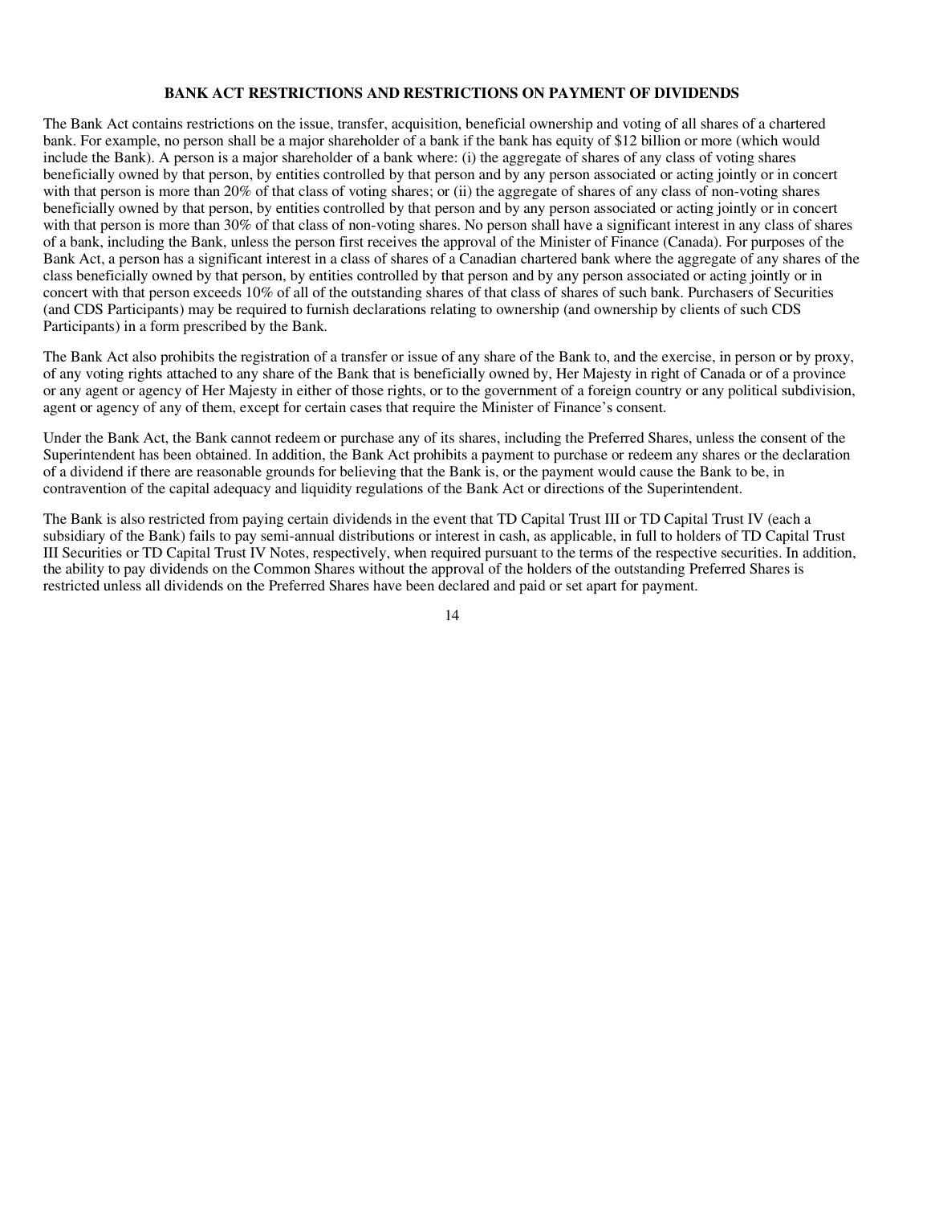## BANK ACT RESTRICTIONS AND RESTRICTIONS ON PAYMENT OF DIVIDENDS

The Bank Act contains restrictions on the issue, transfer, acquisition, beneficial ownership and voting of all shares of a chartered bank. For example, no person shall be a major shareholder of a bank if the bank has equity of $12 billion or more (which would include the Bank). A person is a major shareholder of a bank where: (i) the aggregate of shares of any class of voting shares beneficially owned by that person, by entities controlled by that person and by any person associated or acting jointly or in concert with that person is more than 20% of that class of voting shares; or (ii) the aggregate of shares of any class of non-voting shares beneficially owned by that person, by entities controlled by that person and by any person associated or acting jointly or in concert with that person is more than 30% of that class of non-voting shares. No person shall have a significant interest in any class of shares of a bank, including the Bank, unless the person first receives the approval of the Minister of Finance (Canada). For purposes of the Bank Act, a person has a significant interest in a class of shares of a Canadian chartered bank where the aggregate of any shares of the class beneficially owned by that person, by entities controlled by that person and by any person associated or acting jointly or in concert with that person exceeds 10% of all of the outstanding shares of that class of shares of such bank. Purchasers of Securities (and CDS Participants) may be required to furnish declarations relating to ownership (and ownership by clients of such CDS Participants) in a form prescribed by the Bank.

The Bank Act also prohibits the registration of a transfer or issue of any share of the Bank to, and the exercise, in person or by proxy, of any voting rights attached to any share of the Bank that is beneficially owned by, Her Majesty in right of Canada or of a province or any agent or agency of Her Majesty in either of those rights, or to the government of a foreign country or any political subdivision, agent or agency of any of them, except for certain cases that require the Minister of Finance's consent.

Under the Bank Act, the Bank cannot redeem or purchase any of its shares, including the Preferred Shares, unless the consent of the Superintendent has been obtained. In addition, the Bank Act prohibits a payment to purchase or redeem any shares or the declaration of a dividend if there are reasonable grounds for believing that the Bank is, or the payment would cause the Bank to be, in contravention of the capital adequacy and liquidity regulations of the Bank Act or directions of the Superintendent.

The Bank is also restricted from paying certain dividends in the event that TD Capital Trust III or TD Capital Trust IV (each a subsidiary of the Bank) fails to pay semi-annual distributions or interest in cash, as applicable, in full to holders of TD Capital Trust III Securities or TD Capital Trust IV Notes, respectively, when required pursuant to the terms of the respective securities. In addition, the ability to pay dividends on the Common Shares without the approval of the holders of the outstanding Preferred Shares is restricted unless all dividends on the Preferred Shares have been declared and paid or set apart for payment.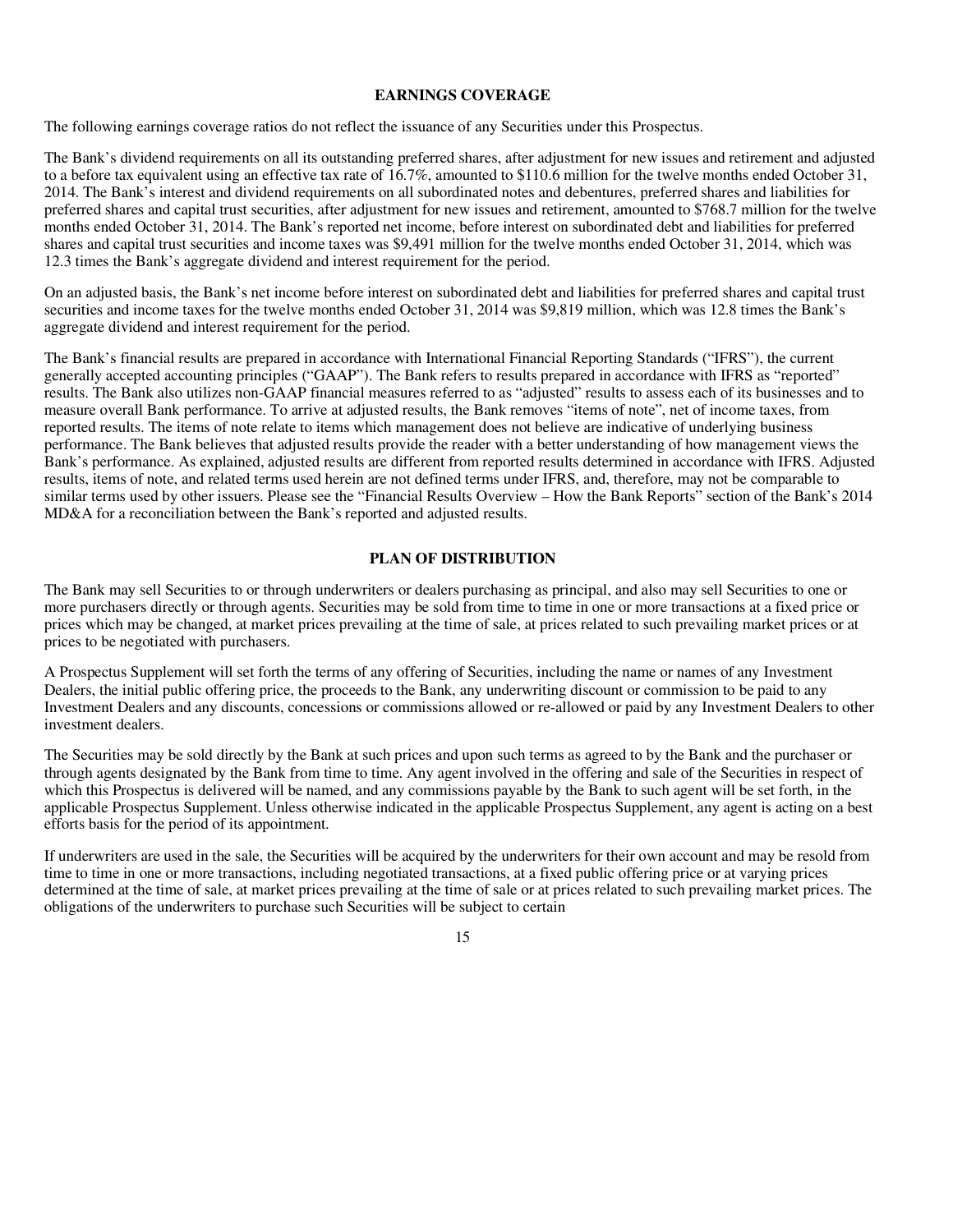## EARNINGS COVERAGE

The following earnings coverage ratios do not reflect the issuance of any Securities under this Prospectus.

The Bank's dividend requirements on all its outstanding preferred shares, after adjustment for new issues and retirement and adjusted to a before tax equivalent using an effective tax rate of 16.7%, amounted to $110.6 million for the twelve months ended October 31, 2014. The Bank's interest and dividend requirements on all subordinated notes and debentures, preferred shares and liabilities for preferred shares and capital trust securities, after adjustment for new issues and retirement, amounted to $768.7 million for the twelve months ended October 31, 2014. The Bank's reported net income, before interest on subordinated debt and liabilities for preferred shares and capital trust securities and income taxes was $9,491 million for the twelve months ended October 31, 2014, which was 12.3 times the Bank's aggregate dividend and interest requirement for the period.

On an adjusted basis, the Bank's net income before interest on subordinated debt and liabilities for preferred shares and capital trust securities and income taxes for the twelve months ended October 31, 2014 was $9,819 million, which was 12.8 times the Bank's aggregate dividend and interest requirement for the period.

The Bank's financial results are prepared in accordance with International Financial Reporting Standards ("IFRS"), the current generally accepted accounting principles ("GAAP"). The Bank refers to results prepared in accordance with IFRS as "reported" results. The Bank also utilizes non-GAAP financial measures referred to as "adjusted" results to assess each of its businesses and to measure overall Bank performance. To arrive at adjusted results, the Bank removes "items of note", net of income taxes, from reported results. The items of note relate to items which management does not believe are indicative of underlying business performance. The Bank believes that adjusted results provide the reader with a better understanding of how management views the Bank's performance. As explained, adjusted results are different from reported results determined in accordance with IFRS. Adjusted results, items of note, and related terms used herein are not defined terms under IFRS, and, therefore, may not be comparable to similar terms used by other issuers. Please see the "Financial Results Overview – How the Bank Reports" section of the Bank's 2014 MD&A for a reconciliation between the Bank's reported and adjusted results.

## PLAN OF DISTRIBUTION

The Bank may sell Securities to or through underwriters or dealers purchasing as principal, and also may sell Securities to one or more purchasers directly or through agents. Securities may be sold from time to time in one or more transactions at a fixed price or prices which may be changed, at market prices prevailing at the time of sale, at prices related to such prevailing market prices or at prices to be negotiated with purchasers.

A Prospectus Supplement will set forth the terms of any offering of Securities, including the name or names of any Investment Dealers, the initial public offering price, the proceeds to the Bank, any underwriting discount or commission to be paid to any Investment Dealers and any discounts, concessions or commissions allowed or re-allowed or paid by any Investment Dealers to other investment dealers.

The Securities may be sold directly by the Bank at such prices and upon such terms as agreed to by the Bank and the purchaser or through agents designated by the Bank from time to time. Any agent involved in the offering and sale of the Securities in respect of which this Prospectus is delivered will be named, and any commissions payable by the Bank to such agent will be set forth, in the applicable Prospectus Supplement. Unless otherwise indicated in the applicable Prospectus Supplement, any agent is acting on a best efforts basis for the period of its appointment.

If underwriters are used in the sale, the Securities will be acquired by the underwriters for their own account and may be resold from time to time in one or more transactions, including negotiated transactions, at a fixed public offering price or at varying prices determined at the time of sale, at market prices prevailing at the time of sale or at prices related to such prevailing market prices. The obligations of the underwriters to purchase such Securities will be subject to certain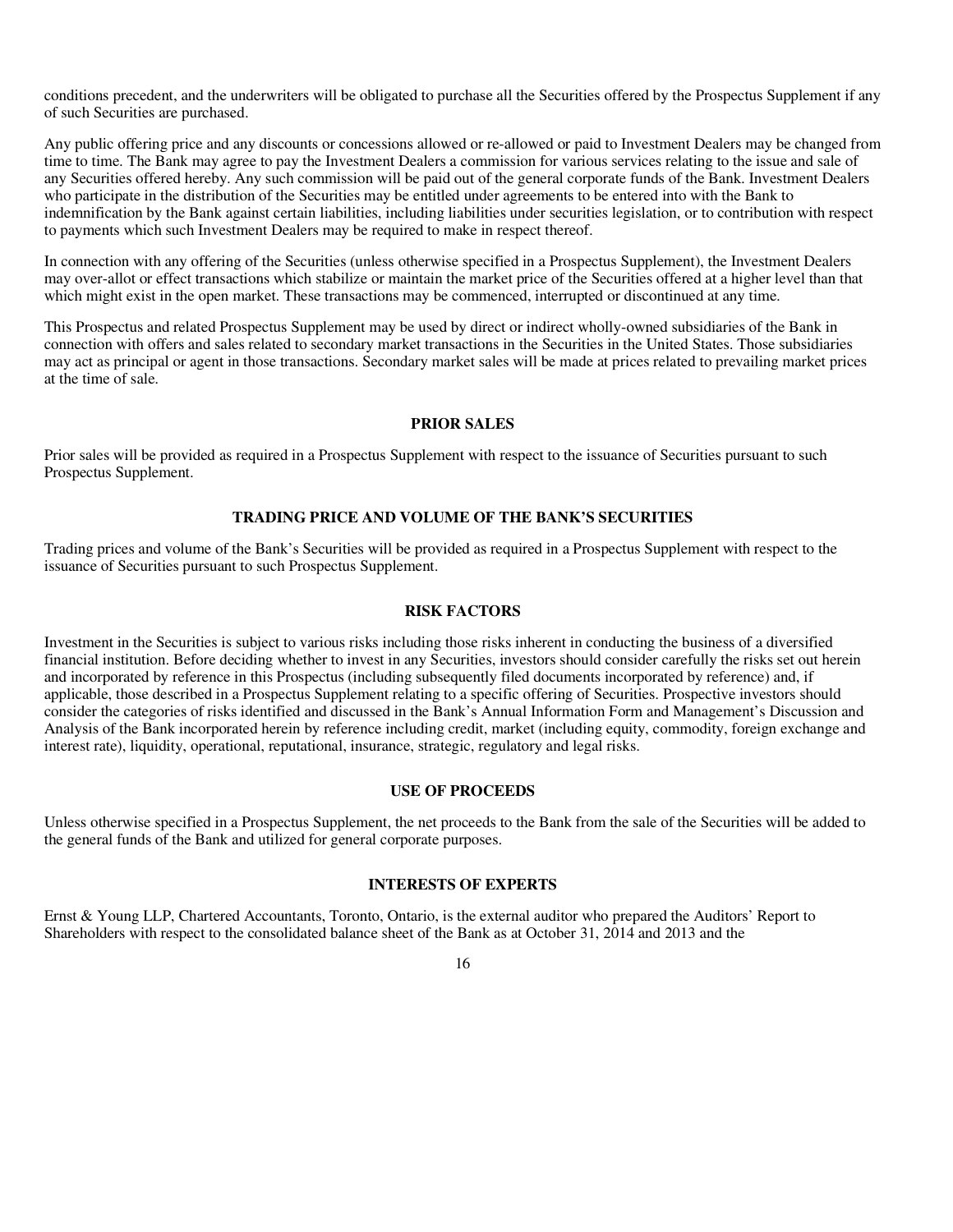conditions precedent, and the underwriters will be obligated to purchase all the Securities offered by the Prospectus Supplement if any of such Securities are purchased.

Any public offering price and any discounts or concessions allowed or re-allowed or paid to Investment Dealers may be changed from time to time. The Bank may agree to pay the Investment Dealers a commission for various services relating to the issue and sale of any Securities offered hereby. Any such commission will be paid out of the general corporate funds of the Bank. Investment Dealers who participate in the distribution of the Securities may be entitled under agreements to be entered into with the Bank to indemnification by the Bank against certain liabilities, including liabilities under securities legislation, or to contribution with respect to payments which such Investment Dealers may be required to make in respect thereof.

In connection with any offering of the Securities (unless otherwise specified in a Prospectus Supplement), the Investment Dealers may over-allot or effect transactions which stabilize or maintain the market price of the Securities offered at a higher level than that which might exist in the open market. These transactions may be commenced, interrupted or discontinued at any time.

This Prospectus and related Prospectus Supplement may be used by direct or indirect wholly-owned subsidiaries of the Bank in connection with offers and sales related to secondary market transactions in the Securities in the United States. Those subsidiaries may act as principal or agent in those transactions. Secondary market sales will be made at prices related to prevailing market prices at the time of sale.

## PRIOR SALES

Prior sales will be provided as required in a Prospectus Supplement with respect to the issuance of Securities pursuant to such Prospectus Supplement.

## TRADING PRICE AND VOLUME OF THE BANK'S SECURITIES

Trading prices and volume of the Bank's Securities will be provided as required in a Prospectus Supplement with respect to the issuance of Securities pursuant to such Prospectus Supplement.

## RISK FACTORS

Investment in the Securities is subject to various risks including those risks inherent in conducting the business of a diversified financial institution. Before deciding whether to invest in any Securities, investors should consider carefully the risks set out herein and incorporated by reference in this Prospectus (including subsequently filed documents incorporated by reference) and, if applicable, those described in a Prospectus Supplement relating to a specific offering of Securities. Prospective investors should consider the categories of risks identified and discussed in the Bank's Annual Information Form and Management's Discussion and Analysis of the Bank incorporated herein by reference including credit, market (including equity, commodity, foreign exchange and interest rate), liquidity, operational, reputational, insurance, strategic, regulatory and legal risks.

## USE OF PROCEEDS

Unless otherwise specified in a Prospectus Supplement, the net proceeds to the Bank from the sale of the Securities will be added to the general funds of the Bank and utilized for general corporate purposes.

## INTERESTS OF EXPERTS

Ernst & Young LLP, Chartered Accountants, Toronto, Ontario, is the external auditor who prepared the Auditors' Report to Shareholders with respect to the consolidated balance sheet of the Bank as at October 31, 2014 and 2013 and the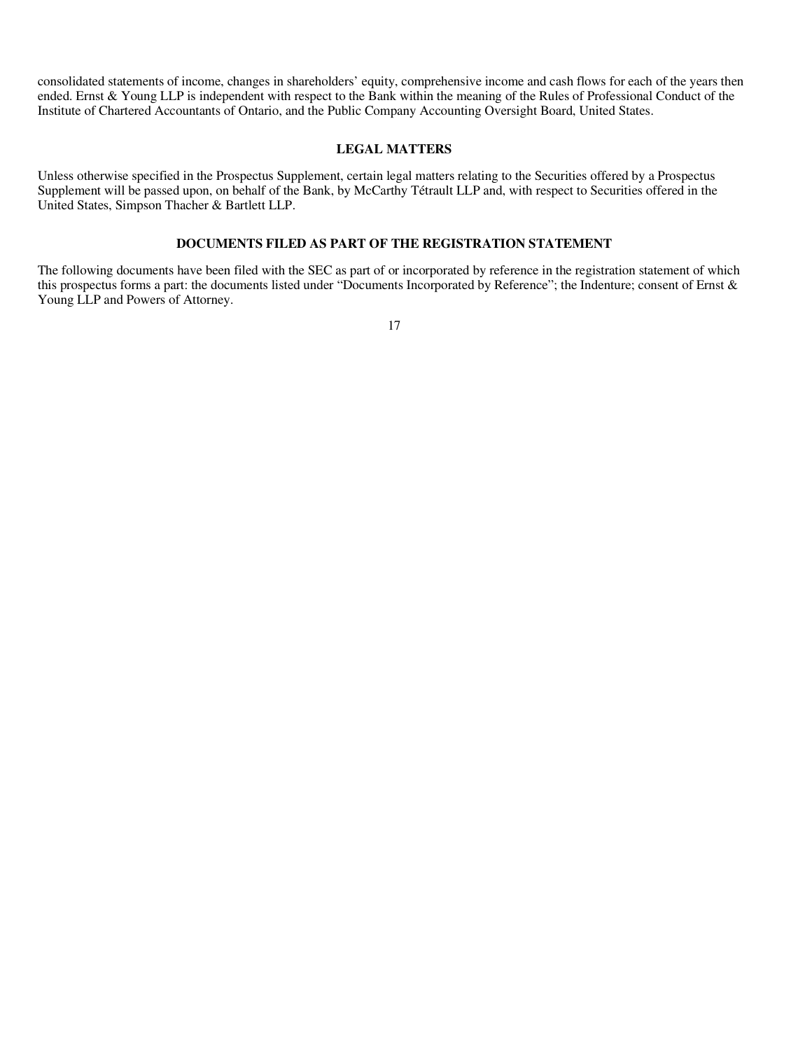consolidated statements of income, changes in shareholders' equity, comprehensive income and cash flows for each of the years then ended. Ernst & Young LLP is independent with respect to the Bank within the meaning of the Rules of Professional Conduct of the Institute of Chartered Accountants of Ontario, and the Public Company Accounting Oversight Board, United States.

## LEGAL MATTERS

Unless otherwise specified in the Prospectus Supplement, certain legal matters relating to the Securities offered by a Prospectus Supplement will be passed upon, on behalf of the Bank, by McCarthy Tétrault LLP and, with respect to Securities offered in the United States, Simpson Thacher & Bartlett LLP.

## DOCUMENTS FILED AS PART OF THE REGISTRATION STATEMENT

The following documents have been filed with the SEC as part of or incorporated by reference in the registration statement of which this prospectus forms a part: the documents listed under "Documents Incorporated by Reference"; the Indenture; consent of Ernst & Young LLP and Powers of Attorney.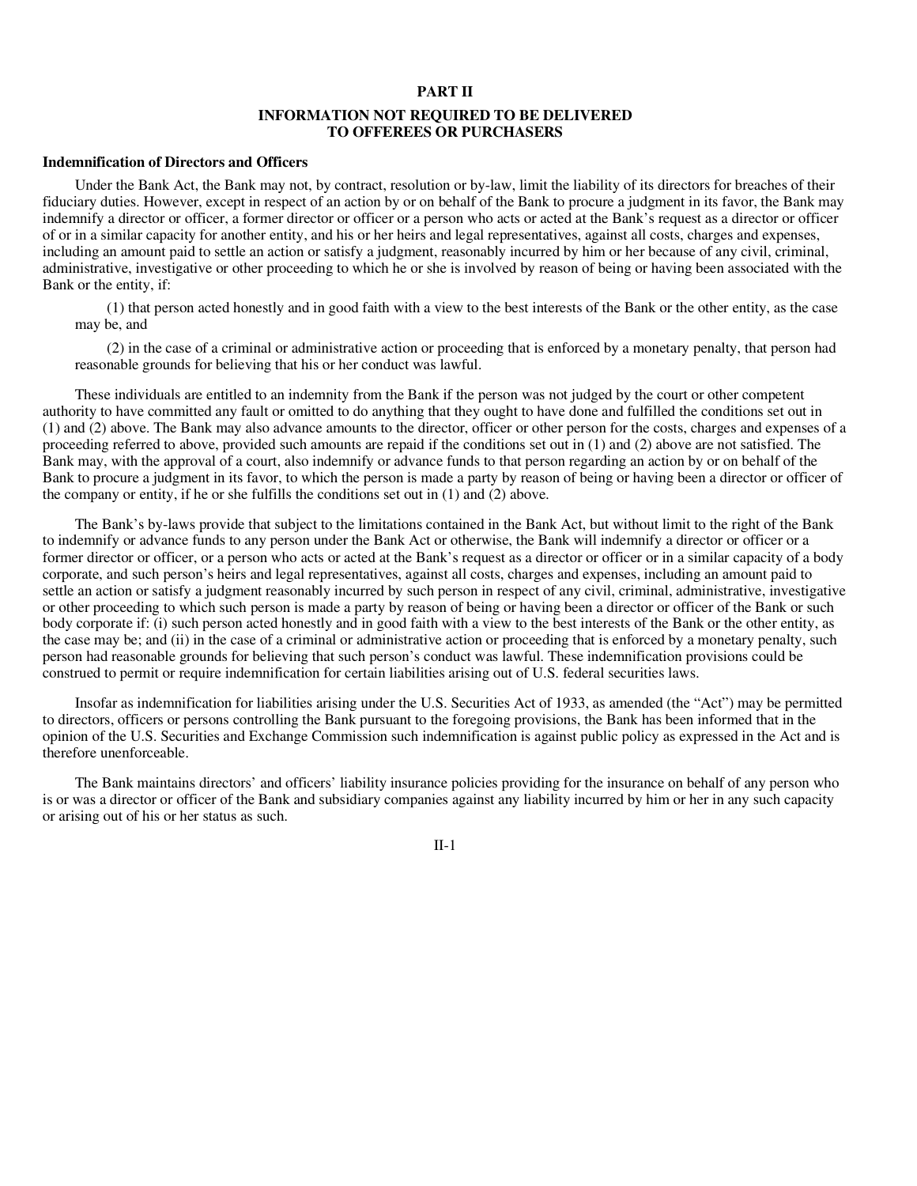# PART II

## INFORMATION NOT REQUIRED TO BE DELIVERED TO OFFEREES OR PURCHASERS

**Indemnification of Directors and Officers**

Under the Bank Act, the Bank may not, by contract, resolution or by-law, limit the liability of its directors for breaches of their fiduciary duties. However, except in respect of an action by or on behalf of the Bank to procure a judgment in its favor, the Bank may indemnify a director or officer, a former director or officer or a person who acts or acted at the Bank's request as a director or officer of or in a similar capacity for another entity, and his or her heirs and legal representatives, against all costs, charges and expenses, including an amount paid to settle an action or satisfy a judgment, reasonably incurred by him or her because of any civil, criminal, administrative, investigative or other proceeding to which he or she is involved by reason of being or having been associated with the Bank or the entity, if:

(1) that person acted honestly and in good faith with a view to the best interests of the Bank or the other entity, as the case may be, and

(2) in the case of a criminal or administrative action or proceeding that is enforced by a monetary penalty, that person had reasonable grounds for believing that his or her conduct was lawful.

These individuals are entitled to an indemnity from the Bank if the person was not judged by the court or other competent authority to have committed any fault or omitted to do anything that they ought to have done and fulfilled the conditions set out in (1) and (2) above. The Bank may also advance amounts to the director, officer or other person for the costs, charges and expenses of a proceeding referred to above, provided such amounts are repaid if the conditions set out in (1) and (2) above are not satisfied. The Bank may, with the approval of a court, also indemnify or advance funds to that person regarding an action by or on behalf of the Bank to procure a judgment in its favor, to which the person is made a party by reason of being or having been a director or officer of the company or entity, if he or she fulfills the conditions set out in (1) and (2) above.

The Bank's by-laws provide that subject to the limitations contained in the Bank Act, but without limit to the right of the Bank to indemnify or advance funds to any person under the Bank Act or otherwise, the Bank will indemnify a director or officer or a former director or officer, or a person who acts or acted at the Bank's request as a director or officer or in a similar capacity of a body corporate, and such person's heirs and legal representatives, against all costs, charges and expenses, including an amount paid to settle an action or satisfy a judgment reasonably incurred by such person in respect of any civil, criminal, administrative, investigative or other proceeding to which such person is made a party by reason of being or having been a director or officer of the Bank or such body corporate if: (i) such person acted honestly and in good faith with a view to the best interests of the Bank or the other entity, as the case may be; and (ii) in the case of a criminal or administrative action or proceeding that is enforced by a monetary penalty, such person had reasonable grounds for believing that such person's conduct was lawful. These indemnification provisions could be construed to permit or require indemnification for certain liabilities arising out of U.S. federal securities laws.

Insofar as indemnification for liabilities arising under the U.S. Securities Act of 1933, as amended (the "Act") may be permitted to directors, officers or persons controlling the Bank pursuant to the foregoing provisions, the Bank has been informed that in the opinion of the U.S. Securities and Exchange Commission such indemnification is against public policy as expressed in the Act and is therefore unenforceable.

The Bank maintains directors' and officers' liability insurance policies providing for the insurance on behalf of any person who is or was a director or officer of the Bank and subsidiary companies against any liability incurred by him or her in any such capacity or arising out of his or her status as such.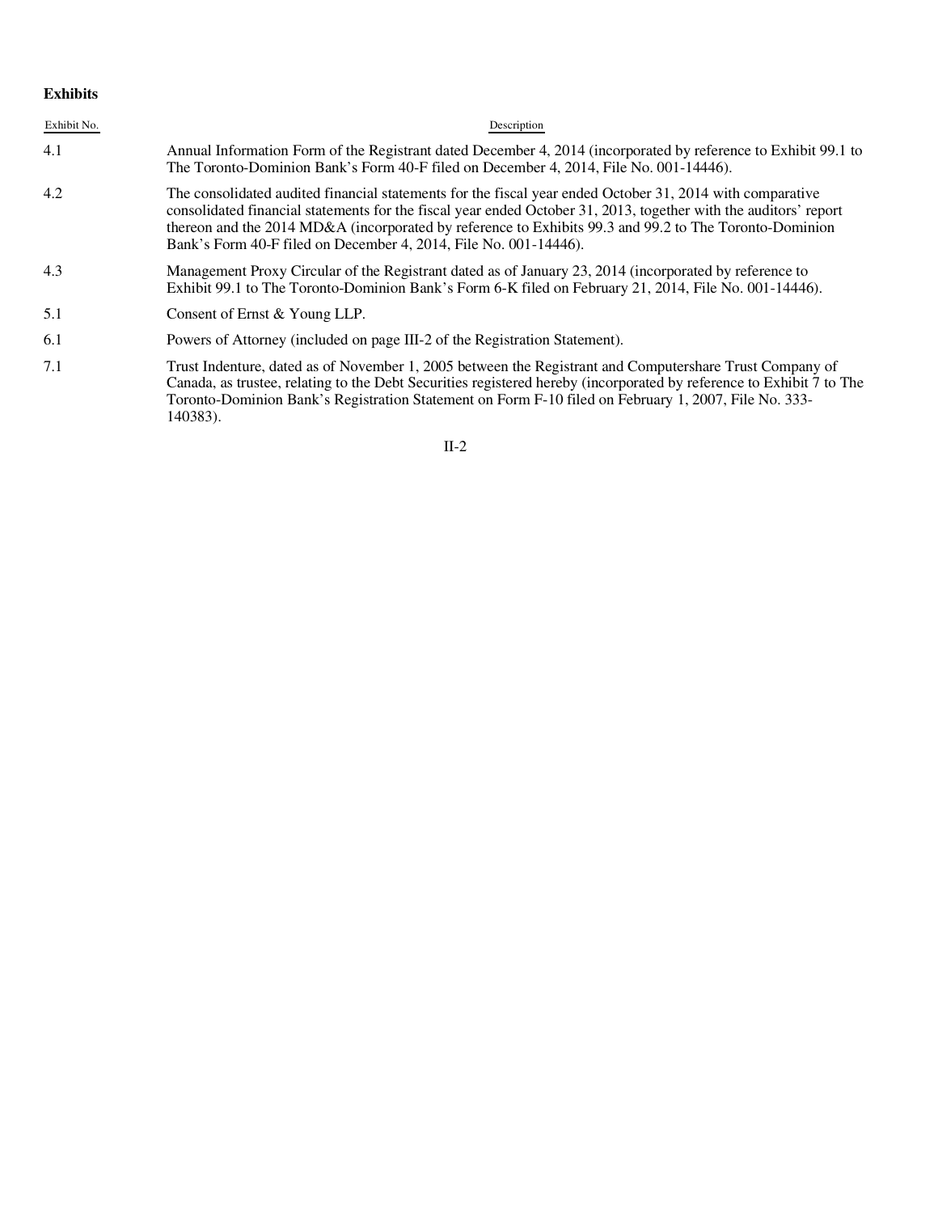**Exhibits**

| Exhibit No. | Description |
| --- | --- |
| 4.1 | Annual Information Form of the Registrant dated December 4, 2014 (incorporated by reference to Exhibit 99.1 to The Toronto-Dominion Bank's Form 40-F filed on December 4, 2014, File No. 001-14446). |
| 4.2 | The consolidated audited financial statements for the fiscal year ended October 31, 2014 with comparative consolidated financial statements for the fiscal year ended October 31, 2013, together with the auditors' report thereon and the 2014 MD&A (incorporated by reference to Exhibits 99.3 and 99.2 to The Toronto-Dominion Bank's Form 40-F filed on December 4, 2014, File No. 001-14446). |
| 4.3 | Management Proxy Circular of the Registrant dated as of January 23, 2014 (incorporated by reference to Exhibit 99.1 to The Toronto-Dominion Bank's Form 6-K filed on February 21, 2014, File No. 001-14446). |
| 5.1 | Consent of Ernst & Young LLP. |
| 6.1 | Powers of Attorney (included on page III-2 of the Registration Statement). |
| 7.1 | Trust Indenture, dated as of November 1, 2005 between the Registrant and Computershare Trust Company of Canada, as trustee, relating to the Debt Securities registered hereby (incorporated by reference to Exhibit 7 to The Toronto-Dominion Bank's Registration Statement on Form F-10 filed on February 1, 2007, File No. 333-140383). |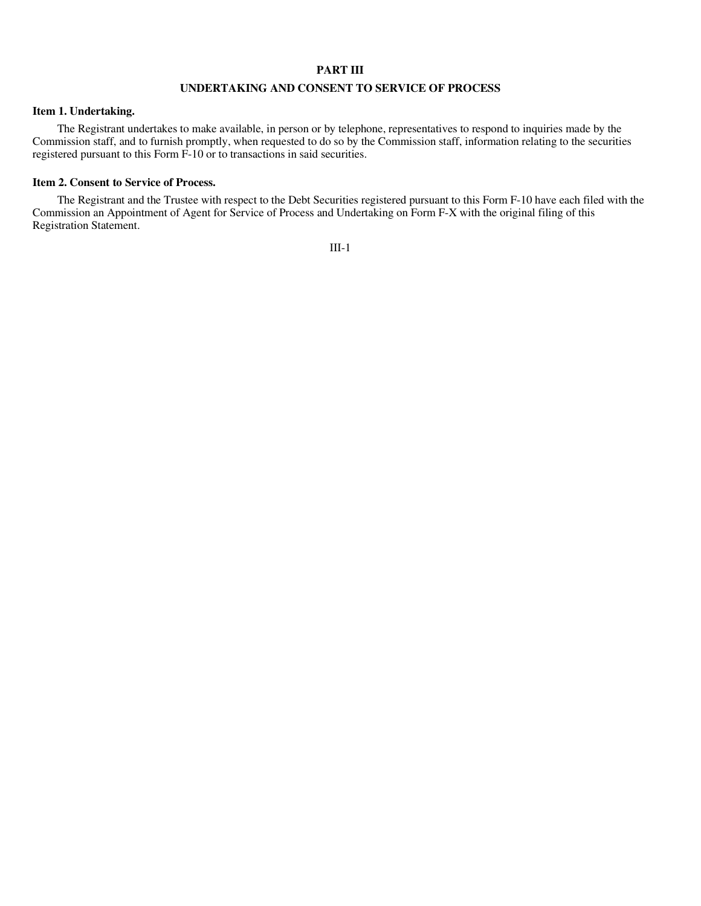# PART III

## UNDERTAKING AND CONSENT TO SERVICE OF PROCESS

**Item 1. Undertaking.**

The Registrant undertakes to make available, in person or by telephone, representatives to respond to inquiries made by the Commission staff, and to furnish promptly, when requested to do so by the Commission staff, information relating to the securities registered pursuant to this Form F-10 or to transactions in said securities.

**Item 2. Consent to Service of Process.**

The Registrant and the Trustee with respect to the Debt Securities registered pursuant to this Form F-10 have each filed with the Commission an Appointment of Agent for Service of Process and Undertaking on Form F-X with the original filing of this Registration Statement.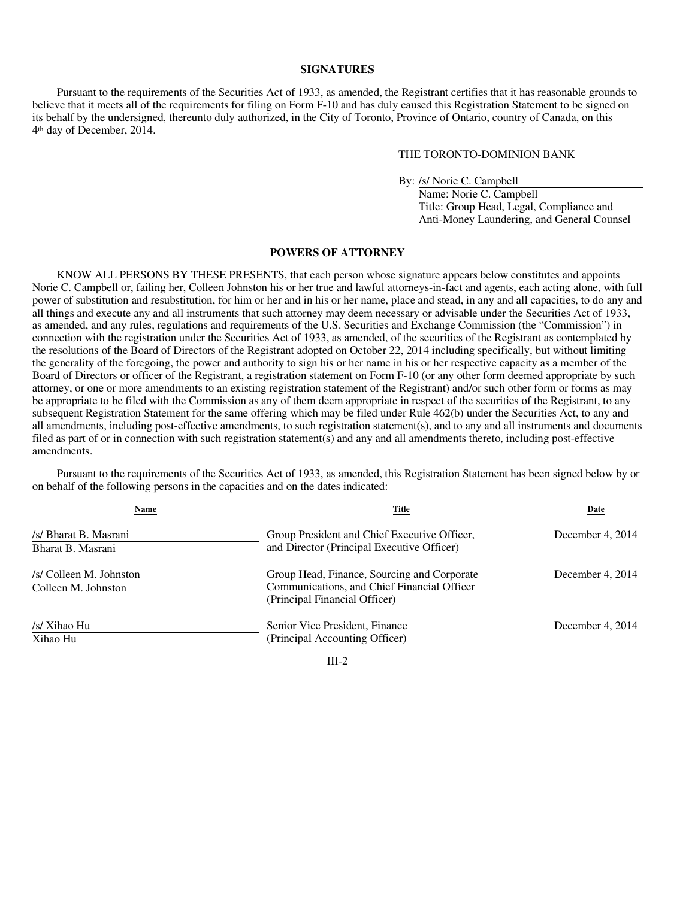## SIGNATURES

Pursuant to the requirements of the Securities Act of 1933, as amended, the Registrant certifies that it has reasonable grounds to believe that it meets all of the requirements for filing on Form F-10 and has duly caused this Registration Statement to be signed on its behalf by the undersigned, thereunto duly authorized, in the City of Toronto, Province of Ontario, country of Canada, on this 4th day of December, 2014.

THE TORONTO-DOMINION BANK

By: /s/ Norie C. Campbell
Name: Norie C. Campbell
Title: Group Head, Legal, Compliance and Anti-Money Laundering, and General Counsel

## POWERS OF ATTORNEY

KNOW ALL PERSONS BY THESE PRESENTS, that each person whose signature appears below constitutes and appoints Norie C. Campbell or, failing her, Colleen Johnston his or her true and lawful attorneys-in-fact and agents, each acting alone, with full power of substitution and resubstitution, for him or her and in his or her name, place and stead, in any and all capacities, to do any and all things and execute any and all instruments that such attorney may deem necessary or advisable under the Securities Act of 1933, as amended, and any rules, regulations and requirements of the U.S. Securities and Exchange Commission (the "Commission") in connection with the registration under the Securities Act of 1933, as amended, of the securities of the Registrant as contemplated by the resolutions of the Board of Directors of the Registrant adopted on October 22, 2014 including specifically, but without limiting the generality of the foregoing, the power and authority to sign his or her name in his or her respective capacity as a member of the Board of Directors or officer of the Registrant, a registration statement on Form F-10 (or any other form deemed appropriate by such attorney, or one or more amendments to an existing registration statement of the Registrant) and/or such other form or forms as may be appropriate to be filed with the Commission as any of them deem appropriate in respect of the securities of the Registrant, to any subsequent Registration Statement for the same offering which may be filed under Rule 462(b) under the Securities Act, to any and all amendments, including post-effective amendments, to such registration statement(s), and to any and all instruments and documents filed as part of or in connection with such registration statement(s) and any and all amendments thereto, including post-effective amendments.

Pursuant to the requirements of the Securities Act of 1933, as amended, this Registration Statement has been signed below by or on behalf of the following persons in the capacities and on the dates indicated:

| Name | Title | Date |
|---|---|---|
| /s/ Bharat B. Masrani<br>Bharat B. Masrani | Group President and Chief Executive Officer, and Director (Principal Executive Officer) | December 4, 2014 |
| /s/ Colleen M. Johnston<br>Colleen M. Johnston | Group Head, Finance, Sourcing and Corporate Communications, and Chief Financial Officer (Principal Financial Officer) | December 4, 2014 |
| /s/ Xihao Hu<br>Xihao Hu | Senior Vice President, Finance (Principal Accounting Officer) | December 4, 2014 |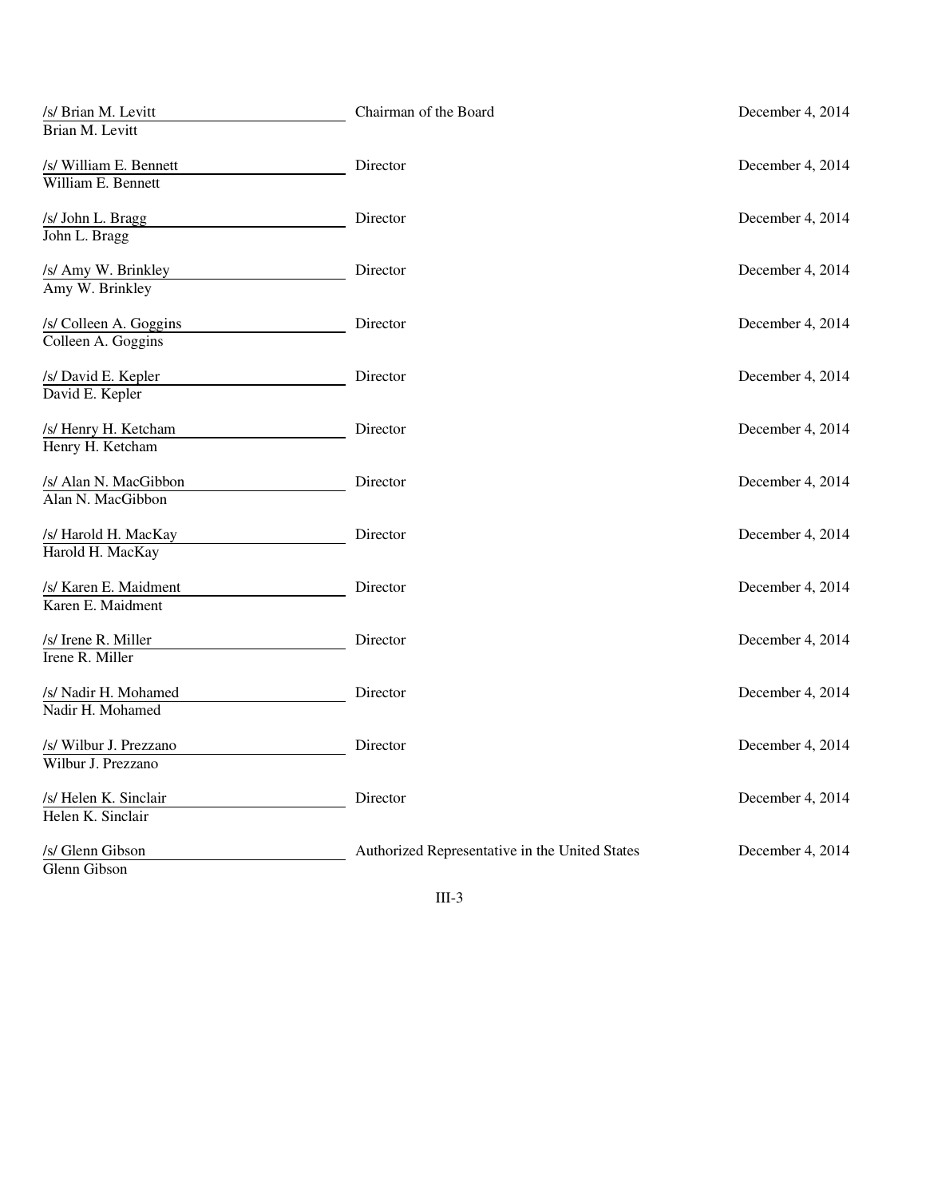| Signature | Title | Date |
| --- | --- | --- |
| /s/ Brian M. Levitt<br>Brian M. Levitt | Chairman of the Board | December 4, 2014 |
| /s/ William E. Bennett<br>William E. Bennett | Director | December 4, 2014 |
| /s/ John L. Bragg<br>John L. Bragg | Director | December 4, 2014 |
| /s/ Amy W. Brinkley<br>Amy W. Brinkley | Director | December 4, 2014 |
| /s/ Colleen A. Goggins<br>Colleen A. Goggins | Director | December 4, 2014 |
| /s/ David E. Kepler<br>David E. Kepler | Director | December 4, 2014 |
| /s/ Henry H. Ketcham<br>Henry H. Ketcham | Director | December 4, 2014 |
| /s/ Alan N. MacGibbon<br>Alan N. MacGibbon | Director | December 4, 2014 |
| /s/ Harold H. MacKay<br>Harold H. MacKay | Director | December 4, 2014 |
| /s/ Karen E. Maidment<br>Karen E. Maidment | Director | December 4, 2014 |
| /s/ Irene R. Miller<br>Irene R. Miller | Director | December 4, 2014 |
| /s/ Nadir H. Mohamed<br>Nadir H. Mohamed | Director | December 4, 2014 |
| /s/ Wilbur J. Prezzano<br>Wilbur J. Prezzano | Director | December 4, 2014 |
| /s/ Helen K. Sinclair<br>Helen K. Sinclair | Director | December 4, 2014 |
| /s/ Glenn Gibson<br>Glenn Gibson | Authorized Representative in the United States | December 4, 2014 |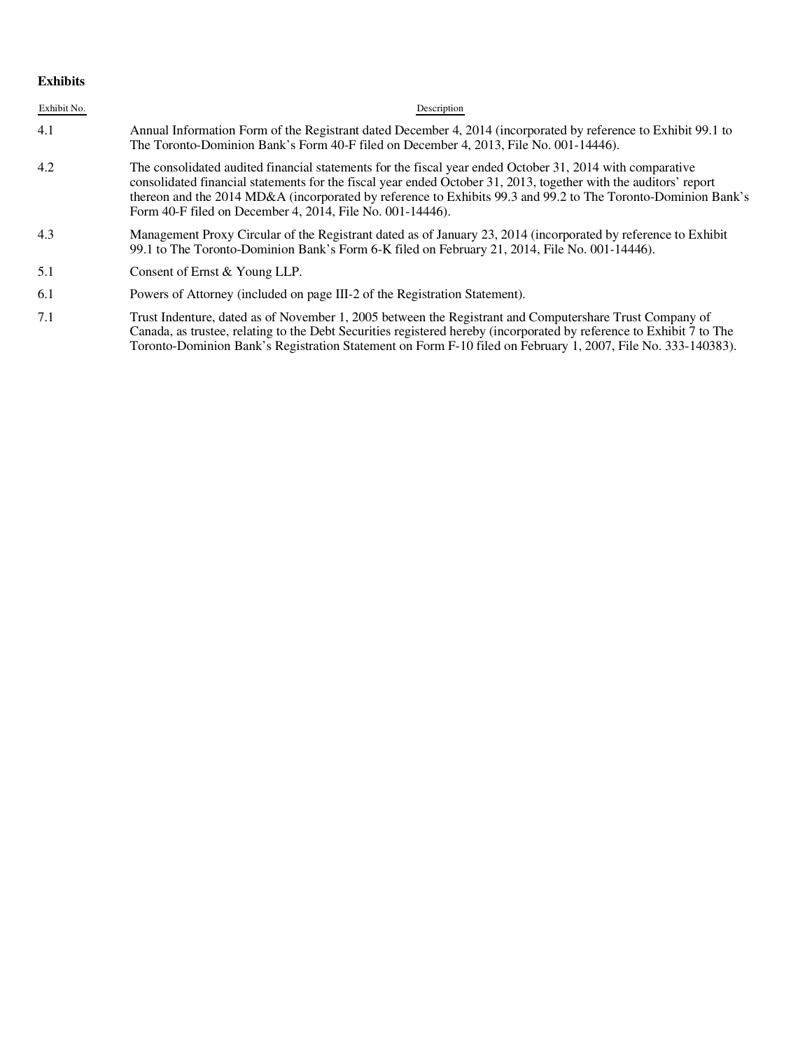**Exhibits**

| Exhibit No. | Description |
| --- | --- |
| 4.1 | Annual Information Form of the Registrant dated December 4, 2014 (incorporated by reference to Exhibit 99.1 to The Toronto-Dominion Bank's Form 40-F filed on December 4, 2013, File No. 001-14446). |
| 4.2 | The consolidated audited financial statements for the fiscal year ended October 31, 2014 with comparative consolidated financial statements for the fiscal year ended October 31, 2013, together with the auditors' report thereon and the 2014 MD&A (incorporated by reference to Exhibits 99.3 and 99.2 to The Toronto-Dominion Bank's Form 40-F filed on December 4, 2014, File No. 001-14446). |
| 4.3 | Management Proxy Circular of the Registrant dated as of January 23, 2014 (incorporated by reference to Exhibit 99.1 to The Toronto-Dominion Bank's Form 6-K filed on February 21, 2014, File No. 001-14446). |
| 5.1 | Consent of Ernst & Young LLP. |
| 6.1 | Powers of Attorney (included on page III-2 of the Registration Statement). |
| 7.1 | Trust Indenture, dated as of November 1, 2005 between the Registrant and Computershare Trust Company of Canada, as trustee, relating to the Debt Securities registered hereby (incorporated by reference to Exhibit 7 to The Toronto-Dominion Bank's Registration Statement on Form F-10 filed on February 1, 2007, File No. 333-140383). |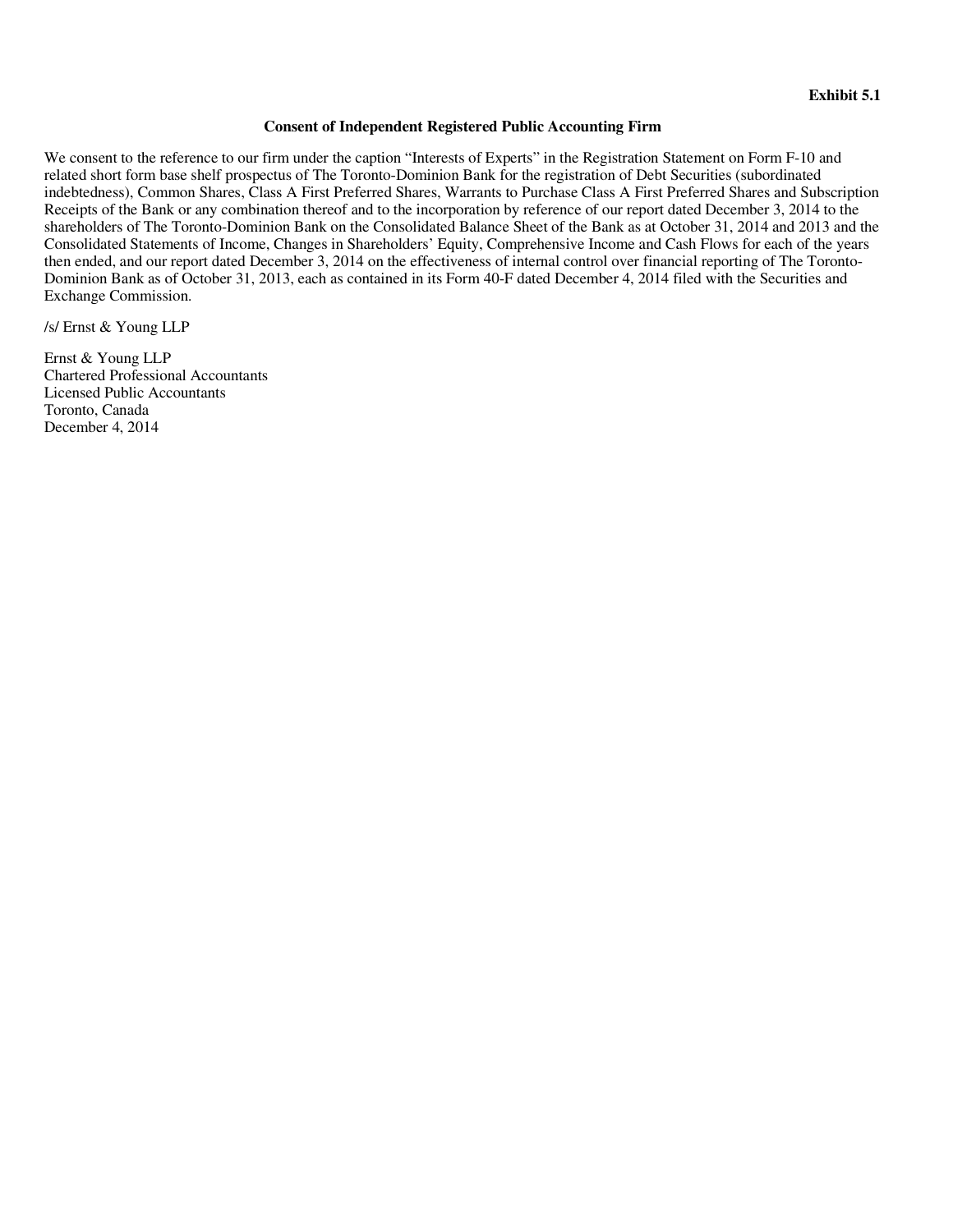**Exhibit 5.1**

**Consent of Independent Registered Public Accounting Firm**

We consent to the reference to our firm under the caption "Interests of Experts" in the Registration Statement on Form F-10 and related short form base shelf prospectus of The Toronto-Dominion Bank for the registration of Debt Securities (subordinated indebtedness), Common Shares, Class A First Preferred Shares, Warrants to Purchase Class A First Preferred Shares and Subscription Receipts of the Bank or any combination thereof and to the incorporation by reference of our report dated December 3, 2014 to the shareholders of The Toronto-Dominion Bank on the Consolidated Balance Sheet of the Bank as at October 31, 2014 and 2013 and the Consolidated Statements of Income, Changes in Shareholders' Equity, Comprehensive Income and Cash Flows for each of the years then ended, and our report dated December 3, 2014 on the effectiveness of internal control over financial reporting of The Toronto-Dominion Bank as of October 31, 2013, each as contained in its Form 40-F dated December 4, 2014 filed with the Securities and Exchange Commission.

/s/ Ernst & Young LLP

Ernst & Young LLP
Chartered Professional Accountants
Licensed Public Accountants
Toronto, Canada
December 4, 2014